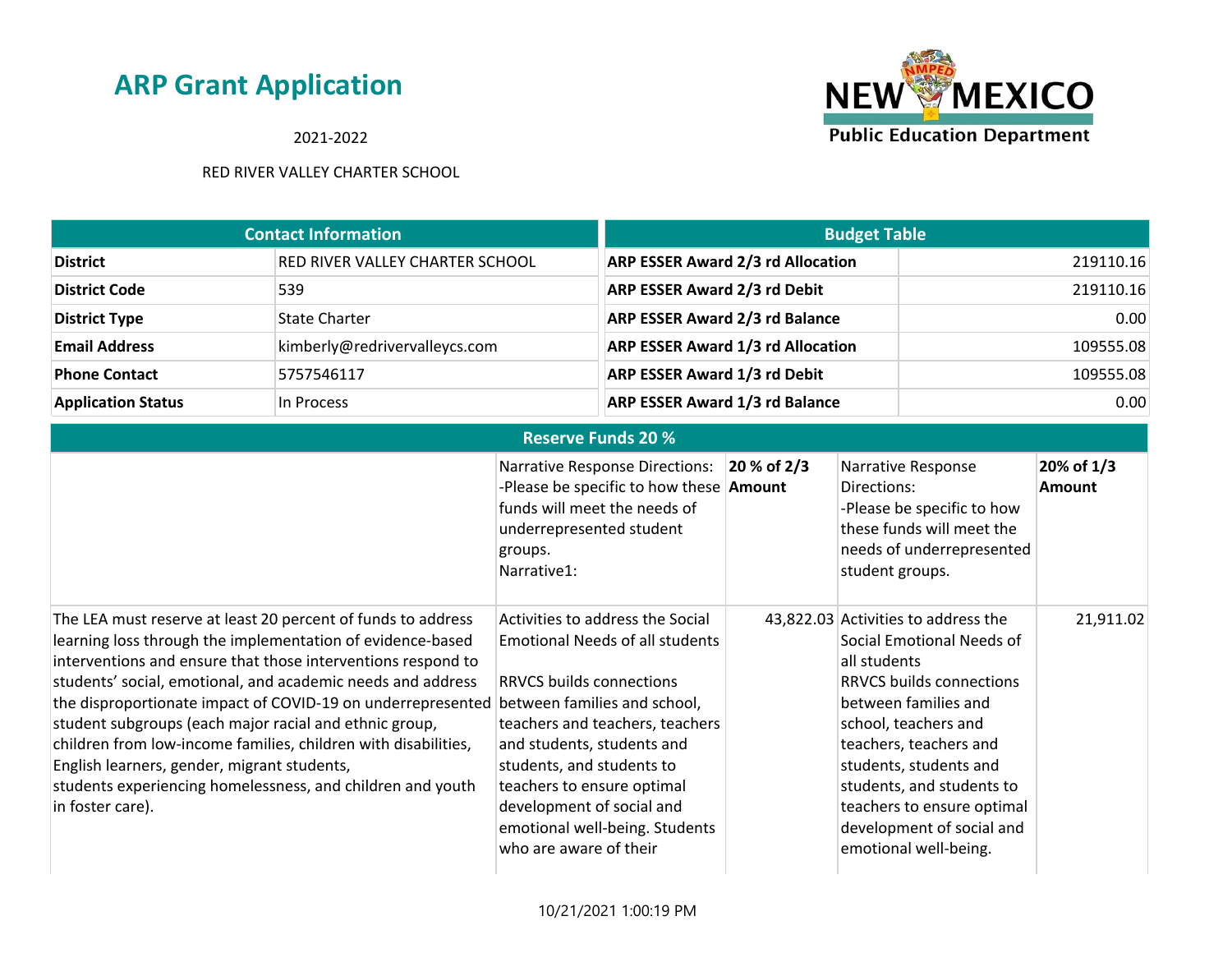# ARP Grant Application

2021-2022

RED RIVER VALLEY CHARTER SCHOOL

| Contact Information | |
|---|---|
| **District** | RED RIVER VALLEY CHARTER SCHOOL |
| **District Code** | 539 |
| **District Type** | State Charter |
| **Email Address** | kimberly@redrivervalleycs.com |
| **Phone Contact** | 5757546117 |
| **Application Status** | In Process |

| Budget Table | |
|---|---|
| **ARP ESSER Award 2/3 rd Allocation** | 219110.16 |
| **ARP ESSER Award 2/3 rd Debit** | 219110.16 |
| **ARP ESSER Award 2/3 rd Balance** | 0.00 |
| **ARP ESSER Award 1/3 rd Allocation** | 109555.08 |
| **ARP ESSER Award 1/3 rd Debit** | 109555.08 |
| **ARP ESSER Award 1/3 rd Balance** | 0.00 |

| Reserve Funds 20 % | | | | |
|---|---|---|---|---|
| | Narrative Response Directions:<br>-Please be specific to how these funds will meet the needs of underrepresented student groups.<br>Narrative1: | **20 % of 2/3 Amount** | Narrative Response Directions:<br>-Please be specific to how these funds will meet the needs of underrepresented student groups. | **20% of 1/3 Amount** |
| The LEA must reserve at least 20 percent of funds to address learning loss through the implementation of evidence-based interventions and ensure that those interventions respond to students' social, emotional, and academic needs and address the disproportionate impact of COVID-19 on underrepresented student subgroups (each major racial and ethnic group, children from low-income families, children with disabilities, English learners, gender, migrant students, students experiencing homelessness, and children and youth in foster care). | Activities to address the Social Emotional Needs of all students<br><br>RRVCS builds connections between families and school, teachers and teachers, teachers and students, students and students, and students to teachers to ensure optimal development of social and emotional well-being. Students who are aware of their | 43,822.03 | Activities to address the Social Emotional Needs of all students<br>RRVCS builds connections between families and school, teachers and teachers, teachers and students, students and students, and students to teachers to ensure optimal development of social and emotional well-being. | 21,911.02 |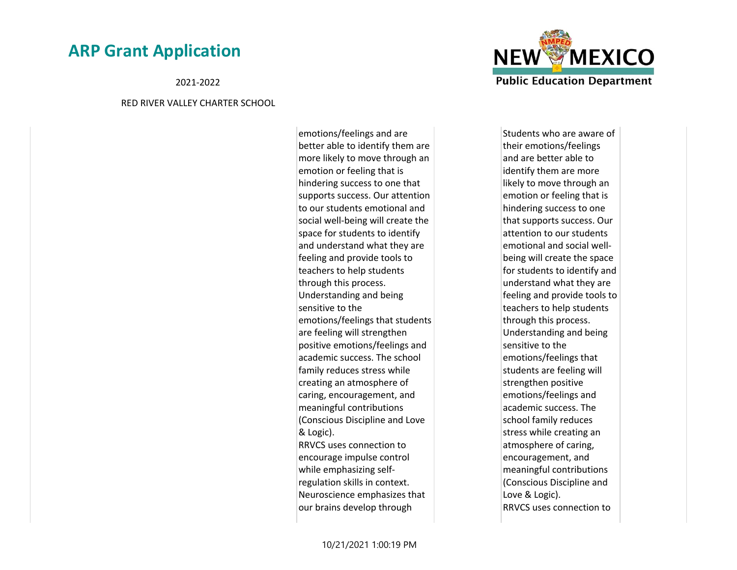| | | |
|---|---|---|
| | emotions/feelings and are better able to identify them are more likely to move through an emotion or feeling that is hindering success to one that supports success. Our attention to our students emotional and social well-being will create the space for students to identify and understand what they are feeling and provide tools to teachers to help students through this process. Understanding and being sensitive to the emotions/feelings that students are feeling will strengthen positive emotions/feelings and academic success. The school family reduces stress while creating an atmosphere of caring, encouragement, and meaningful contributions (Conscious Discipline and Love & Logic).<br>RRVCS uses connection to encourage impulse control while emphasizing self-regulation skills in context. Neuroscience emphasizes that our brains develop through | Students who are aware of their emotions/feelings and are better able to identify them are more likely to move through an emotion or feeling that is hindering success to one that supports success. Our attention to our students emotional and social well-being will create the space for students to identify and understand what they are feeling and provide tools to teachers to help students through this process. Understanding and being sensitive to the emotions/feelings that students are feeling will strengthen positive emotions/feelings and academic success. The school family reduces stress while creating an atmosphere of caring, encouragement, and meaningful contributions (Conscious Discipline and Love & Logic).<br>RRVCS uses connection to |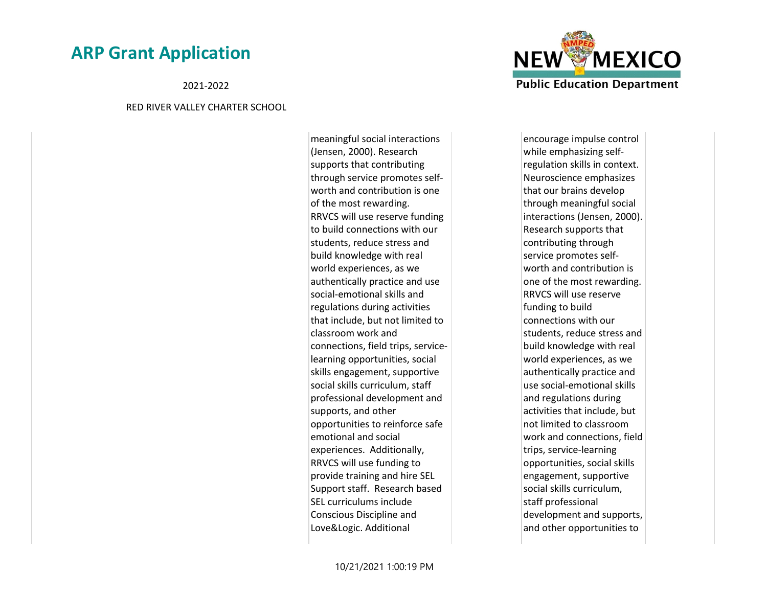| | | |
|---|---|---|
| | meaningful social interactions (Jensen, 2000). Research supports that contributing through service promotes self-worth and contribution is one of the most rewarding. RRVCS will use reserve funding to build connections with our students, reduce stress and build knowledge with real world experiences, as we authentically practice and use social-emotional skills and regulations during activities that include, but not limited to classroom work and connections, field trips, service-learning opportunities, social skills engagement, supportive social skills curriculum, staff professional development and supports, and other opportunities to reinforce safe emotional and social experiences. Additionally, RRVCS will use funding to provide training and hire SEL Support staff. Research based SEL curriculums include Conscious Discipline and Love&Logic. Additional | encourage impulse control while emphasizing self-regulation skills in context. Neuroscience emphasizes that our brains develop through meaningful social interactions (Jensen, 2000). Research supports that contributing through service promotes self-worth and contribution is one of the most rewarding. RRVCS will use reserve funding to build connections with our students, reduce stress and build knowledge with real world experiences, as we authentically practice and use social-emotional skills and regulations during activities that include, but not limited to classroom work and connections, field trips, service-learning opportunities, social skills engagement, supportive social skills curriculum, staff professional development and supports, and other opportunities to |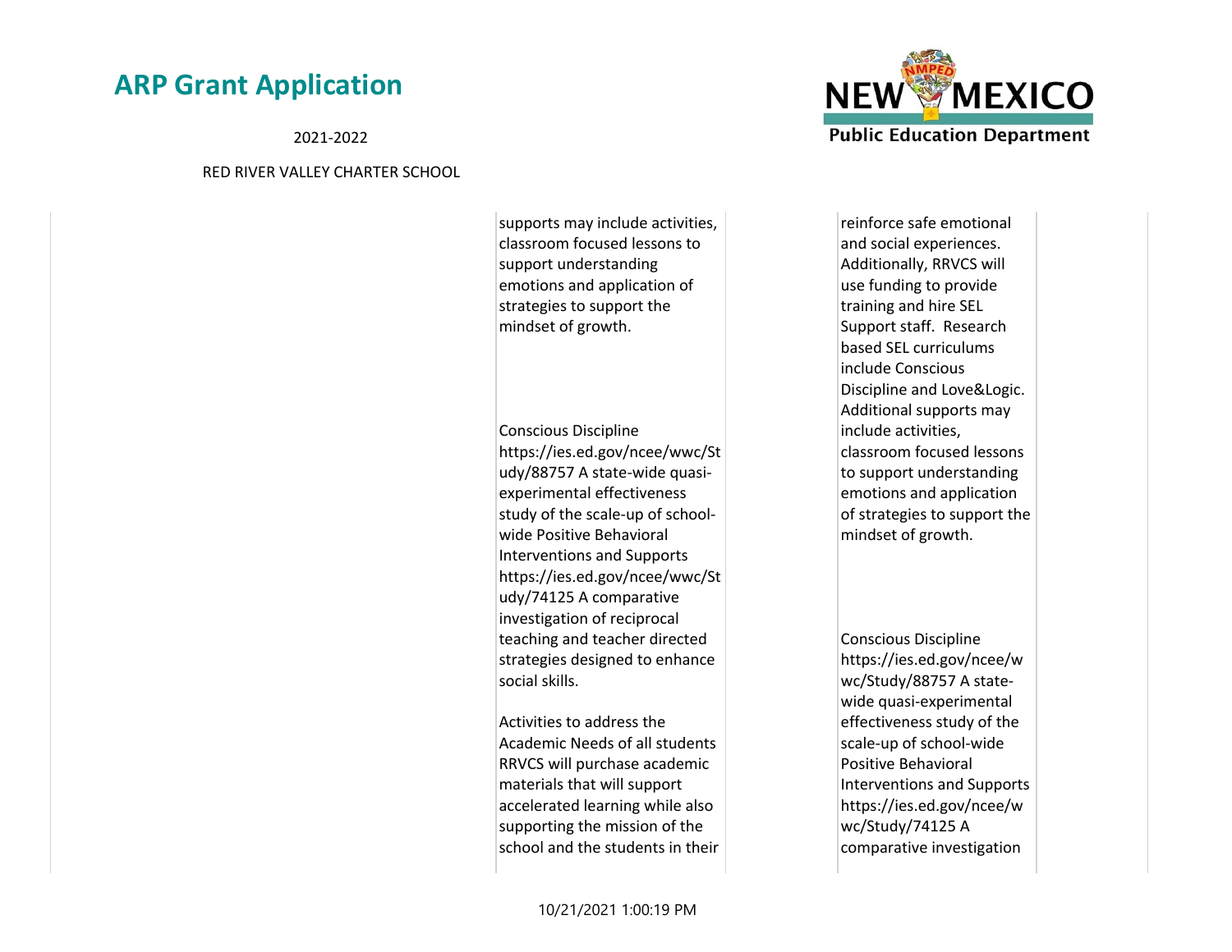| | | |
|---|---|---|
| | supports may include activities, classroom focused lessons to support understanding emotions and application of strategies to support the mindset of growth.<br><br>Conscious Discipline https://ies.ed.gov/ncee/wwc/Study/88757 A state-wide quasi-experimental effectiveness study of the scale-up of school-wide Positive Behavioral Interventions and Supports https://ies.ed.gov/ncee/wwc/Study/74125 A comparative investigation of reciprocal teaching and teacher directed strategies designed to enhance social skills.<br><br>Activities to address the Academic Needs of all students RRVCS will purchase academic materials that will support accelerated learning while also supporting the mission of the school and the students in their | reinforce safe emotional and social experiences. Additionally, RRVCS will use funding to provide training and hire SEL Support staff. Research based SEL curriculums include Conscious Discipline and Love&Logic. Additional supports may include activities, classroom focused lessons to support understanding emotions and application of strategies to support the mindset of growth.<br><br>Conscious Discipline https://ies.ed.gov/ncee/wwc/Study/88757 A state-wide quasi-experimental effectiveness study of the scale-up of school-wide Positive Behavioral Interventions and Supports https://ies.ed.gov/ncee/wwc/Study/74125 A comparative investigation |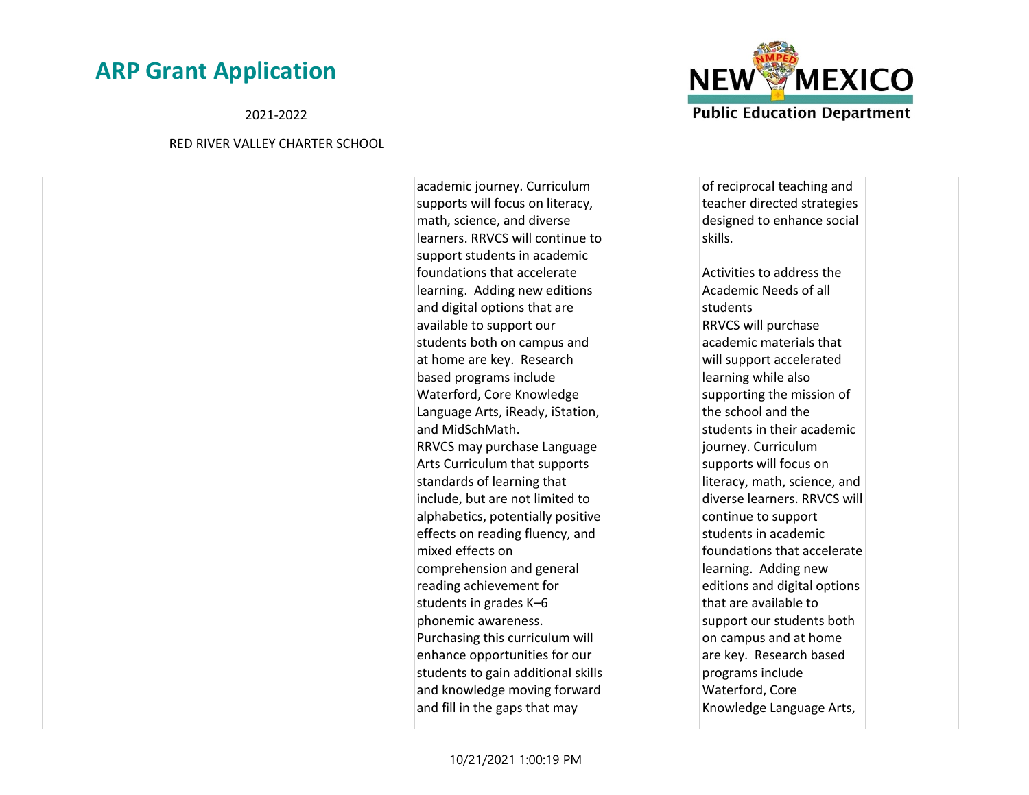| | | |
|---|---|---|
| | academic journey. Curriculum supports will focus on literacy, math, science, and diverse learners. RRVCS will continue to support students in academic foundations that accelerate learning. Adding new editions and digital options that are available to support our students both on campus and at home are key. Research based programs include Waterford, Core Knowledge Language Arts, iReady, iStation, and MidSchMath.<br>RRVCS may purchase Language Arts Curriculum that supports standards of learning that include, but are not limited to alphabetics, potentially positive effects on reading fluency, and mixed effects on comprehension and general reading achievement for students in grades K–6 phonemic awareness. Purchasing this curriculum will enhance opportunities for our students to gain additional skills and knowledge moving forward and fill in the gaps that may | of reciprocal teaching and teacher directed strategies designed to enhance social skills.<br><br>Activities to address the Academic Needs of all students<br>RRVCS will purchase academic materials that will support accelerated learning while also supporting the mission of the school and the students in their academic journey. Curriculum supports will focus on literacy, math, science, and diverse learners. RRVCS will continue to support students in academic foundations that accelerate learning. Adding new editions and digital options that are available to support our students both on campus and at home are key. Research based programs include Waterford, Core Knowledge Language Arts, |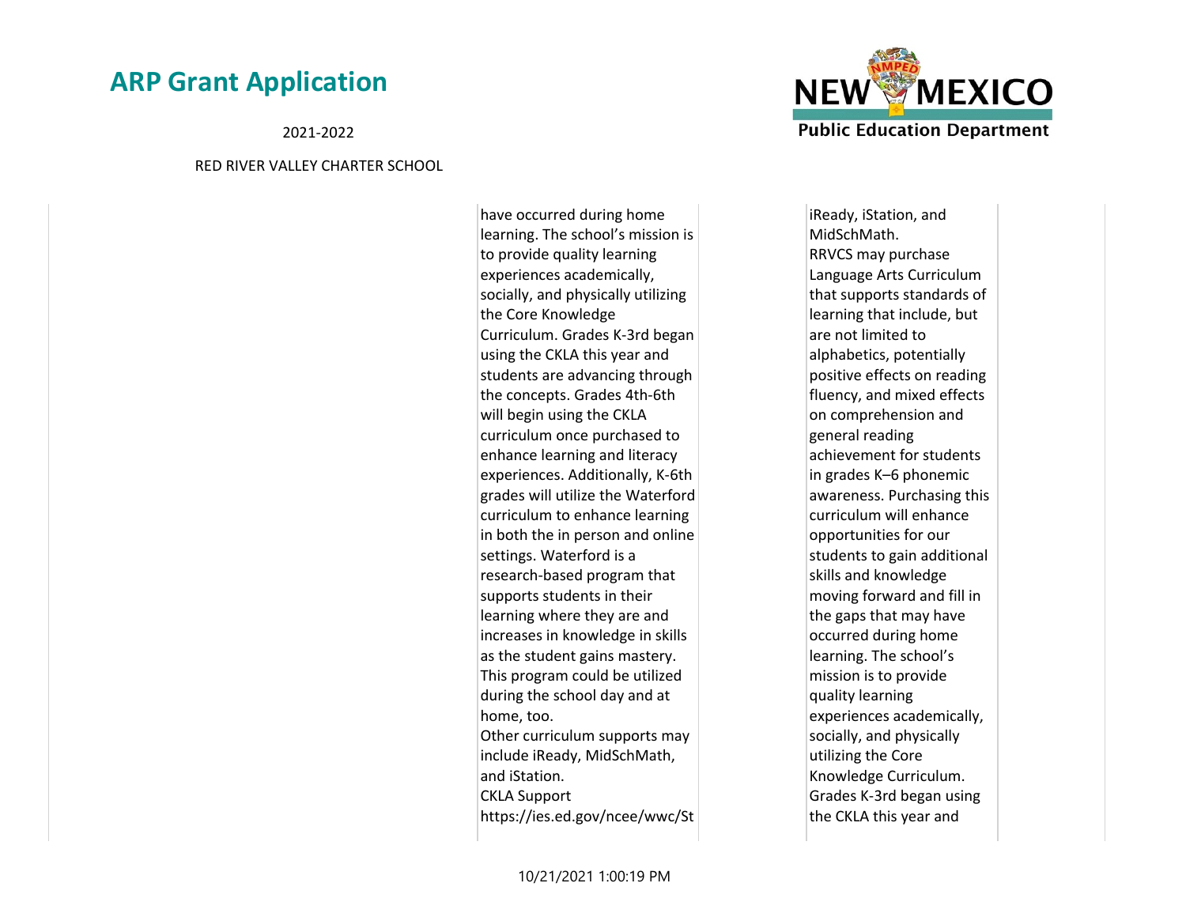| | | |
|---|---|---|
| | have occurred during home learning. The school's mission is to provide quality learning experiences academically, socially, and physically utilizing the Core Knowledge Curriculum. Grades K-3rd began using the CKLA this year and students are advancing through the concepts. Grades 4th-6th will begin using the CKLA curriculum once purchased to enhance learning and literacy experiences. Additionally, K-6th grades will utilize the Waterford curriculum to enhance learning in both the in person and online settings. Waterford is a research-based program that supports students in their learning where they are and increases in knowledge in skills as the student gains mastery. This program could be utilized during the school day and at home, too.<br>Other curriculum supports may include iReady, MidSchMath, and iStation.<br>CKLA Support<br>https://ies.ed.gov/ncee/wwc/St | iReady, iStation, and MidSchMath.<br>RRVCS may purchase Language Arts Curriculum that supports standards of learning that include, but are not limited to alphabetics, potentially positive effects on reading fluency, and mixed effects on comprehension and general reading achievement for students in grades K–6 phonemic awareness. Purchasing this curriculum will enhance opportunities for our students to gain additional skills and knowledge moving forward and fill in the gaps that may have occurred during home learning. The school's mission is to provide quality learning experiences academically, socially, and physically utilizing the Core Knowledge Curriculum. Grades K-3rd began using the CKLA this year and |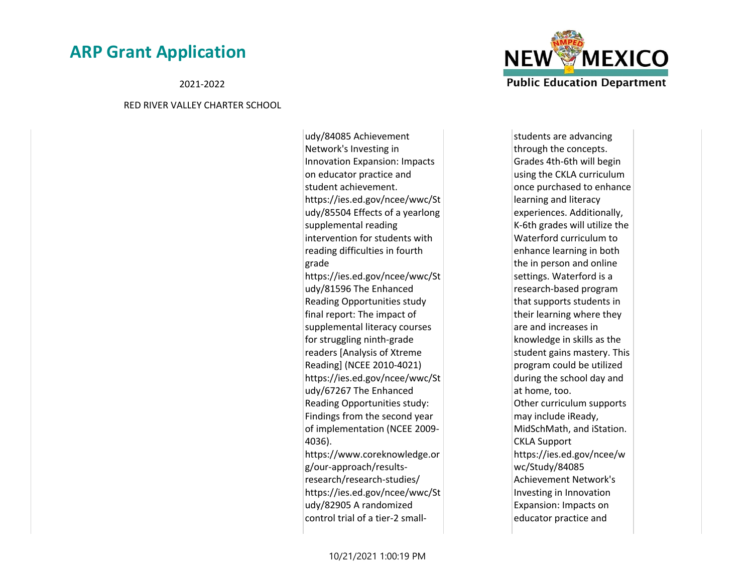| | udy/84085 Achievement Network's Investing in Innovation Expansion: Impacts on educator practice and student achievement. https://ies.ed.gov/ncee/wwc/Study/85504 Effects of a yearlong supplemental reading intervention for students with reading difficulties in fourth grade https://ies.ed.gov/ncee/wwc/Study/81596 The Enhanced Reading Opportunities study final report: The impact of supplemental literacy courses for struggling ninth-grade readers [Analysis of Xtreme Reading] (NCEE 2010-4021) https://ies.ed.gov/ncee/wwc/Study/67267 The Enhanced Reading Opportunities study: Findings from the second year of implementation (NCEE 2009-4036). https://www.coreknowledge.org/our-approach/results-research/research-studies/ https://ies.ed.gov/ncee/wwc/Study/82905 A randomized control trial of a tier-2 small- | students are advancing through the concepts. Grades 4th-6th will begin using the CKLA curriculum once purchased to enhance learning and literacy experiences. Additionally, K-6th grades will utilize the Waterford curriculum to enhance learning in both the in person and online settings. Waterford is a research-based program that supports students in their learning where they are and increases in knowledge in skills as the student gains mastery. This program could be utilized during the school day and at home, too. Other curriculum supports may include iReady, MidSchMath, and iStation. CKLA Support https://ies.ed.gov/ncee/wwc/Study/84085 Achievement Network's Investing in Innovation Expansion: Impacts on educator practice and | |
|---|---|---|---|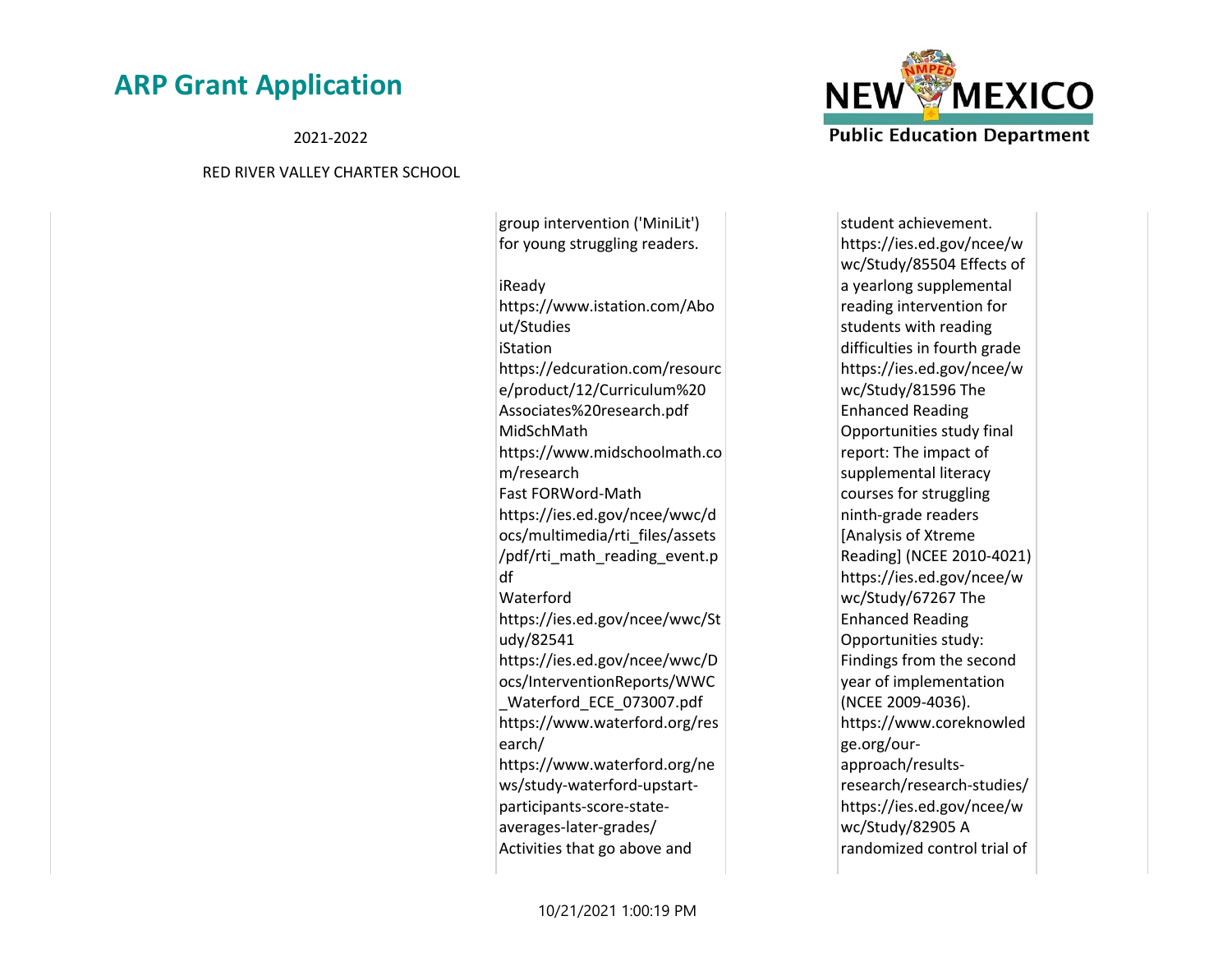| | | |
|---|---|---|
| | group intervention ('MiniLit') for young struggling readers.<br><br>iReady<br>https://www.istation.com/About/Studies<br>iStation<br>https://edcuration.com/resource/product/12/Curriculum%20Associates%20research.pdf<br>MidSchMath<br>https://www.midschoolmath.com/research<br>Fast FORWord-Math<br>https://ies.ed.gov/ncee/wwc/docs/multimedia/rti_files/assets/pdf/rti_math_reading_event.pdf<br>Waterford<br>https://ies.ed.gov/ncee/wwc/Study/82541<br>https://ies.ed.gov/ncee/wwc/Docs/InterventionReports/WWC_Waterford_ECE_073007.pdf<br>https://www.waterford.org/research/<br>https://www.waterford.org/news/study-waterford-upstart-participants-score-state-averages-later-grades/<br>Activities that go above and | student achievement.<br>https://ies.ed.gov/ncee/wwc/Study/85504 Effects of a yearlong supplemental reading intervention for students with reading difficulties in fourth grade<br>https://ies.ed.gov/ncee/wwc/Study/81596 The Enhanced Reading Opportunities study final report: The impact of supplemental literacy courses for struggling ninth-grade readers [Analysis of Xtreme Reading] (NCEE 2010-4021)<br>https://ies.ed.gov/ncee/wwc/Study/67267 The Enhanced Reading Opportunities study: Findings from the second year of implementation (NCEE 2009-4036).<br>https://www.coreknowledge.org/our-approach/results-research/research-studies/<br>https://ies.ed.gov/ncee/wwc/Study/82905 A randomized control trial of |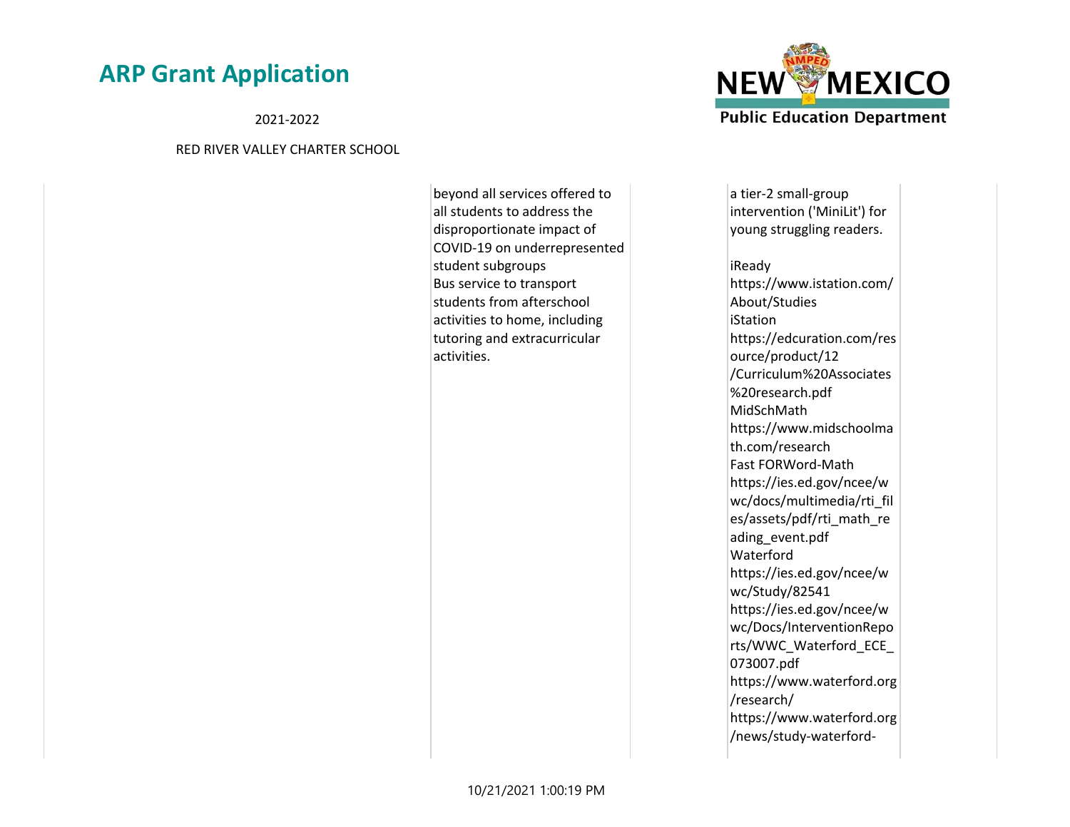| | | | |
|---|---|---|---|
| | beyond all services offered to all students to address the disproportionate impact of COVID-19 on underrepresented student subgroups<br>Bus service to transport students from afterschool activities to home, including tutoring and extracurricular activities. | | a tier-2 small-group intervention ('MiniLit') for young struggling readers.<br><br>iReady<br>https://www.istation.com/About/Studies<br>iStation<br>https://edcuration.com/resource/product/12/Curriculum%20Associates%20research.pdf<br>MidSchMath<br>https://www.midschoolmath.com/research<br>Fast FORWord-Math<br>https://ies.ed.gov/ncee/wwc/docs/multimedia/rti_files/assets/pdf/rti_math_reading_event.pdf<br>Waterford<br>https://ies.ed.gov/ncee/wwc/Study/82541<br>https://ies.ed.gov/ncee/wwc/Docs/InterventionReports/WWC_Waterford_ECE_073007.pdf<br>https://www.waterford.org/research/<br>https://www.waterford.org/news/study-waterford- |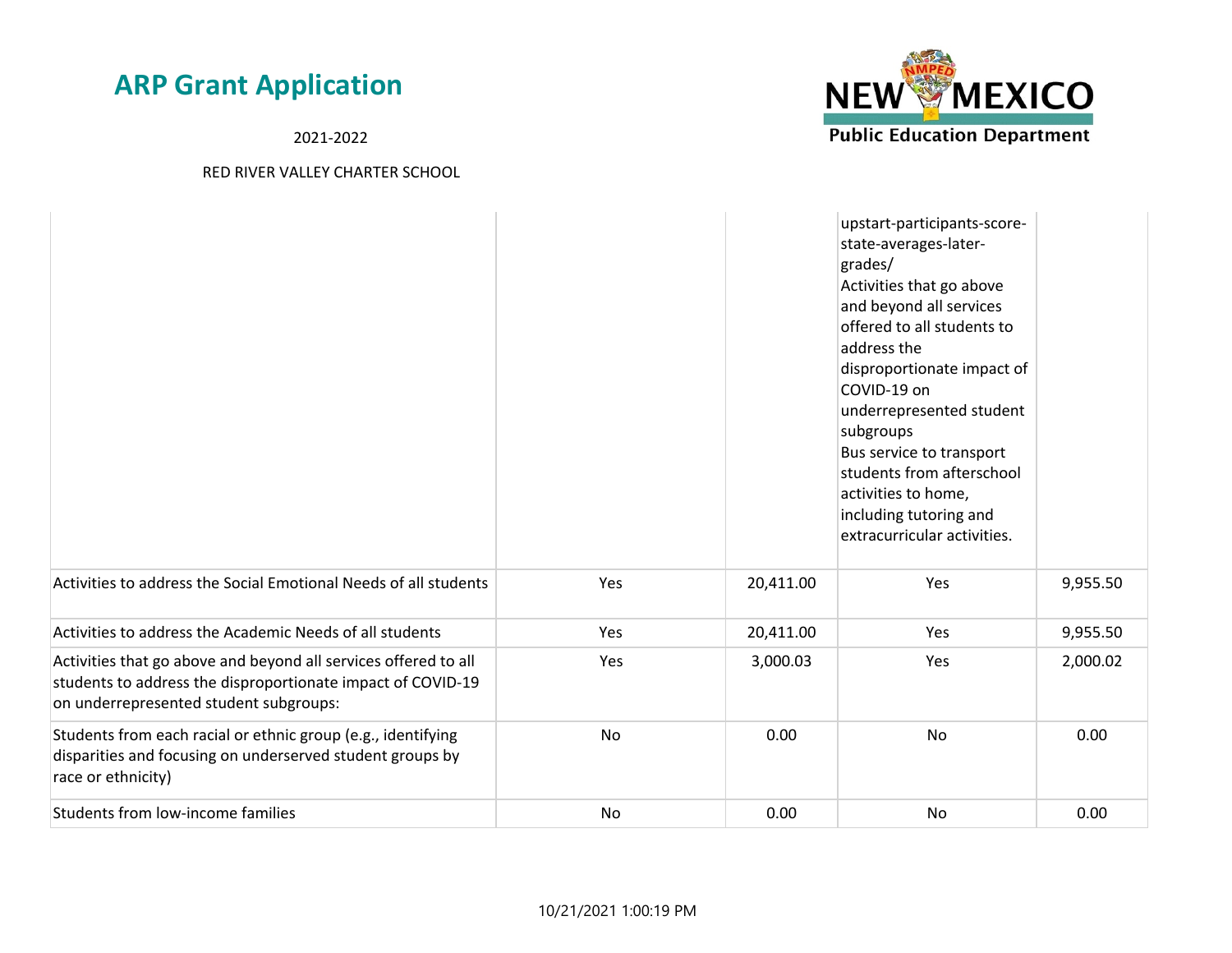| | | | | |
|---|---|---|---|---|
| | | | upstart-participants-score-state-averages-later-grades/ Activities that go above and beyond all services offered to all students to address the disproportionate impact of COVID-19 on underrepresented student subgroups Bus service to transport students from afterschool activities to home, including tutoring and extracurricular activities. | |
| Activities to address the Social Emotional Needs of all students | Yes | 20,411.00 | Yes | 9,955.50 |
| Activities to address the Academic Needs of all students | Yes | 20,411.00 | Yes | 9,955.50 |
| Activities that go above and beyond all services offered to all students to address the disproportionate impact of COVID-19 on underrepresented student subgroups: | Yes | 3,000.03 | Yes | 2,000.02 |
| Students from each racial or ethnic group (e.g., identifying disparities and focusing on underserved student groups by race or ethnicity) | No | 0.00 | No | 0.00 |
| Students from low-income families | No | 0.00 | No | 0.00 |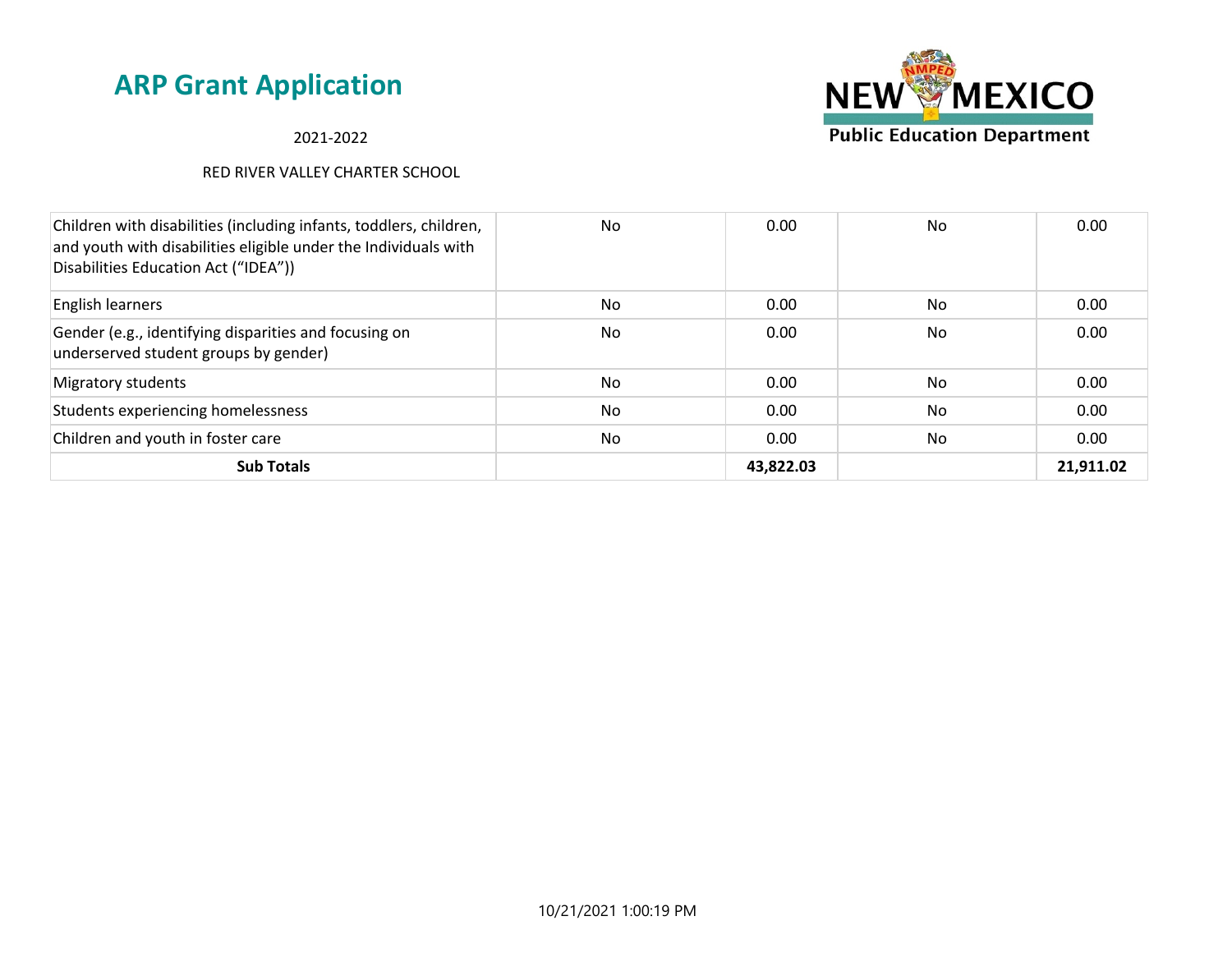# ARP Grant Application

2021-2022

RED RIVER VALLEY CHARTER SCHOOL

| | | | | |
|---|---|---|---|---|
| Children with disabilities (including infants, toddlers, children, and youth with disabilities eligible under the Individuals with Disabilities Education Act (“IDEA”)) | No | 0.00 | No | 0.00 |
| English learners | No | 0.00 | No | 0.00 |
| Gender (e.g., identifying disparities and focusing on underserved student groups by gender) | No | 0.00 | No | 0.00 |
| Migratory students | No | 0.00 | No | 0.00 |
| Students experiencing homelessness | No | 0.00 | No | 0.00 |
| Children and youth in foster care | No | 0.00 | No | 0.00 |
| **Sub Totals** | | **43,822.03** | | **21,911.02** |

10/21/2021 1:00:19 PM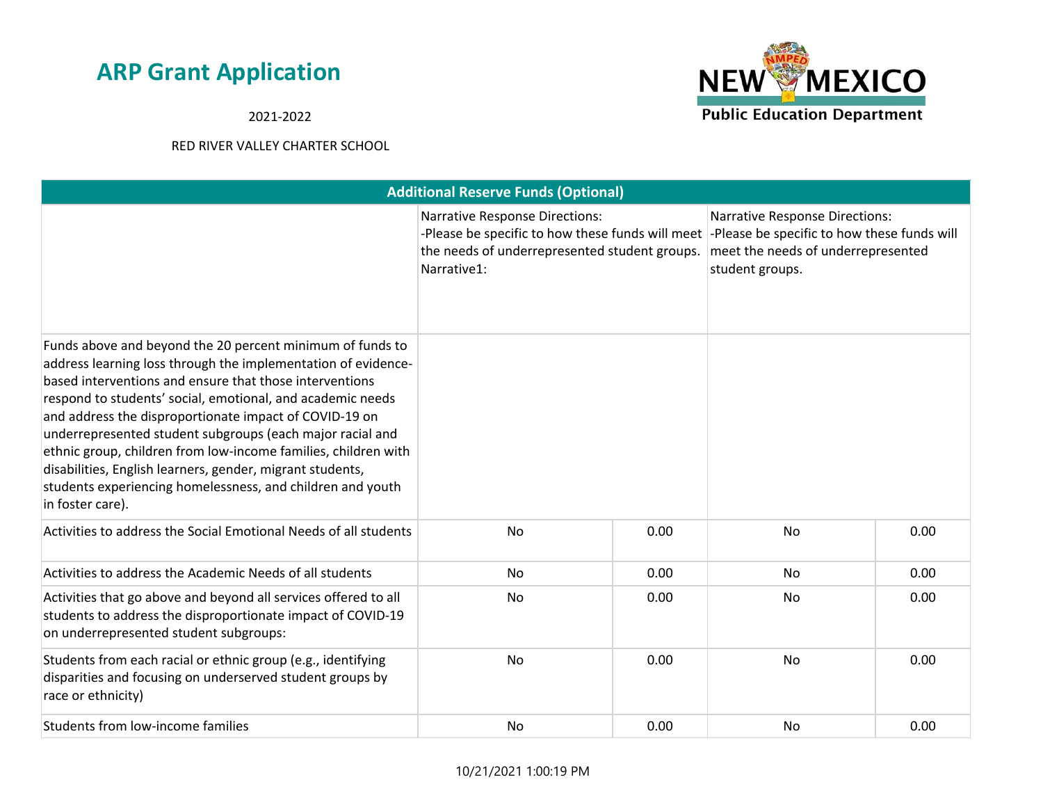# ARP Grant Application

2021-2022

RED RIVER VALLEY CHARTER SCHOOL

| Additional Reserve Funds (Optional) | | | | |
|---|---|---|---|---|
| | Narrative Response Directions: -Please be specific to how these funds will meet the needs of underrepresented student groups. Narrative1: | | Narrative Response Directions: -Please be specific to how these funds will meet the needs of underrepresented student groups. | |
| Funds above and beyond the 20 percent minimum of funds to address learning loss through the implementation of evidence-based interventions and ensure that those interventions respond to students' social, emotional, and academic needs and address the disproportionate impact of COVID-19 on underrepresented student subgroups (each major racial and ethnic group, children from low-income families, children with disabilities, English learners, gender, migrant students, students experiencing homelessness, and children and youth in foster care). | | | | |
| Activities to address the Social Emotional Needs of all students | No | 0.00 | No | 0.00 |
| Activities to address the Academic Needs of all students | No | 0.00 | No | 0.00 |
| Activities that go above and beyond all services offered to all students to address the disproportionate impact of COVID-19 on underrepresented student subgroups: | No | 0.00 | No | 0.00 |
| Students from each racial or ethnic group (e.g., identifying disparities and focusing on underserved student groups by race or ethnicity) | No | 0.00 | No | 0.00 |
| Students from low-income families | No | 0.00 | No | 0.00 |

10/21/2021 1:00:19 PM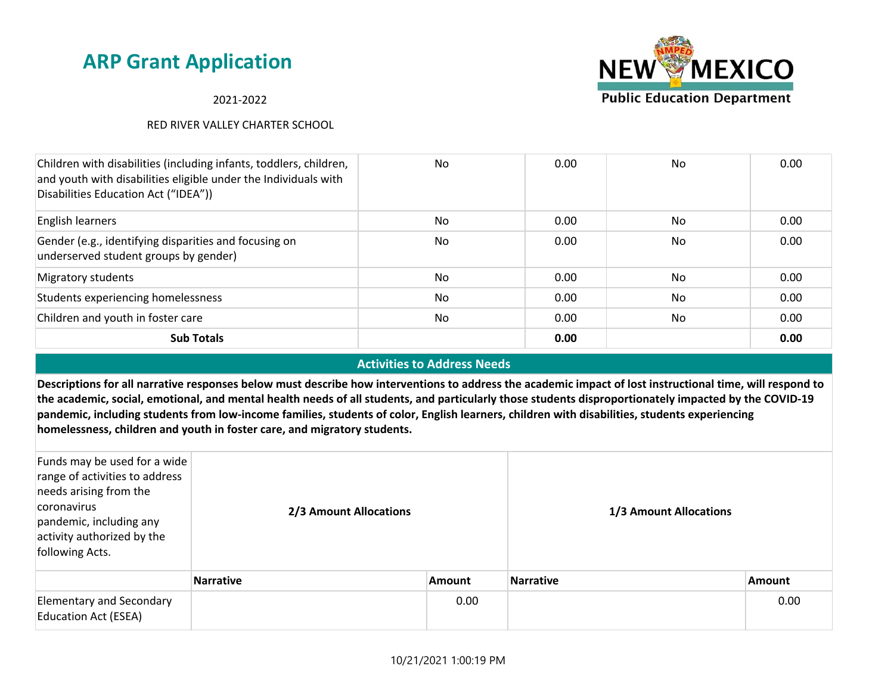## ARP Grant Application

2021-2022

RED RIVER VALLEY CHARTER SCHOOL

| | | | | |
|---|---|---|---|---|
| Children with disabilities (including infants, toddlers, children, and youth with disabilities eligible under the Individuals with Disabilities Education Act ("IDEA")) | No | 0.00 | No | 0.00 |
| English learners | No | 0.00 | No | 0.00 |
| Gender (e.g., identifying disparities and focusing on underserved student groups by gender) | No | 0.00 | No | 0.00 |
| Migratory students | No | 0.00 | No | 0.00 |
| Students experiencing homelessness | No | 0.00 | No | 0.00 |
| Children and youth in foster care | No | 0.00 | No | 0.00 |
| **Sub Totals** | | **0.00** | | **0.00** |

### Activities to Address Needs

**Descriptions for all narrative responses below must describe how interventions to address the academic impact of lost instructional time, will respond to the academic, social, emotional, and mental health needs of all students, and particularly those students disproportionately impacted by the COVID-19 pandemic, including students from low-income families, students of color, English learners, children with disabilities, students experiencing homelessness, children and youth in foster care, and migratory students.**

| Funds may be used for a wide range of activities to address needs arising from the coronavirus pandemic, including any activity authorized by the following Acts. | **2/3 Amount Allocations** | | **1/3 Amount Allocations** | |
|---|---|---|---|---|
| | **Narrative** | **Amount** | **Narrative** | **Amount** |
| Elementary and Secondary Education Act (ESEA) | | 0.00 | | 0.00 |

10/21/2021 1:00:19 PM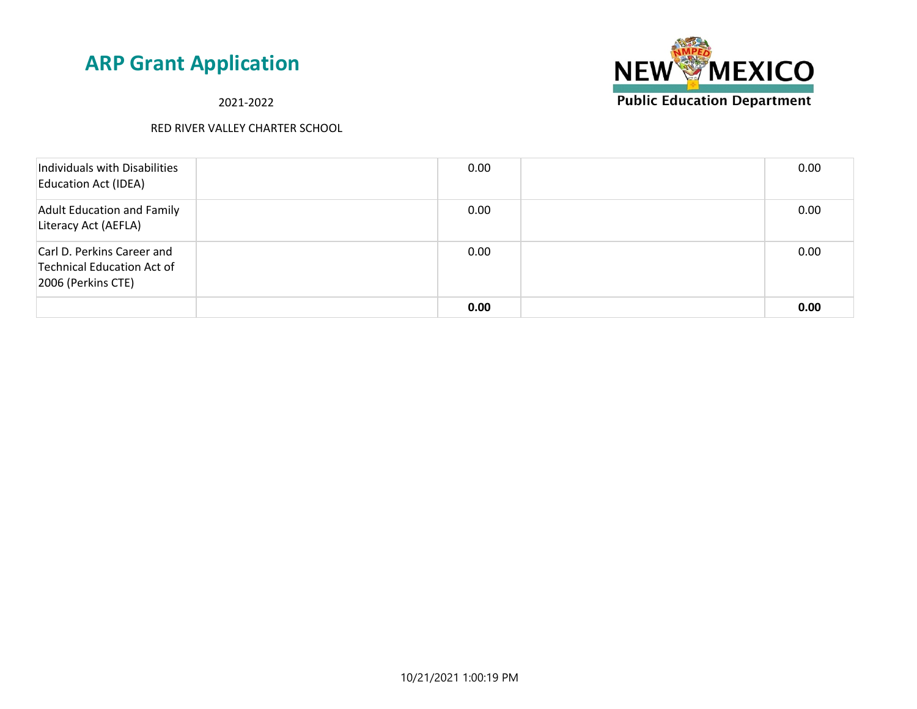| | | | | |
|---|---|---|---|---|
| Individuals with Disabilities Education Act (IDEA) | | 0.00 | | 0.00 |
| Adult Education and Family Literacy Act (AEFLA) | | 0.00 | | 0.00 |
| Carl D. Perkins Career and Technical Education Act of 2006 (Perkins CTE) | | 0.00 | | 0.00 |
| | | **0.00** | | **0.00** |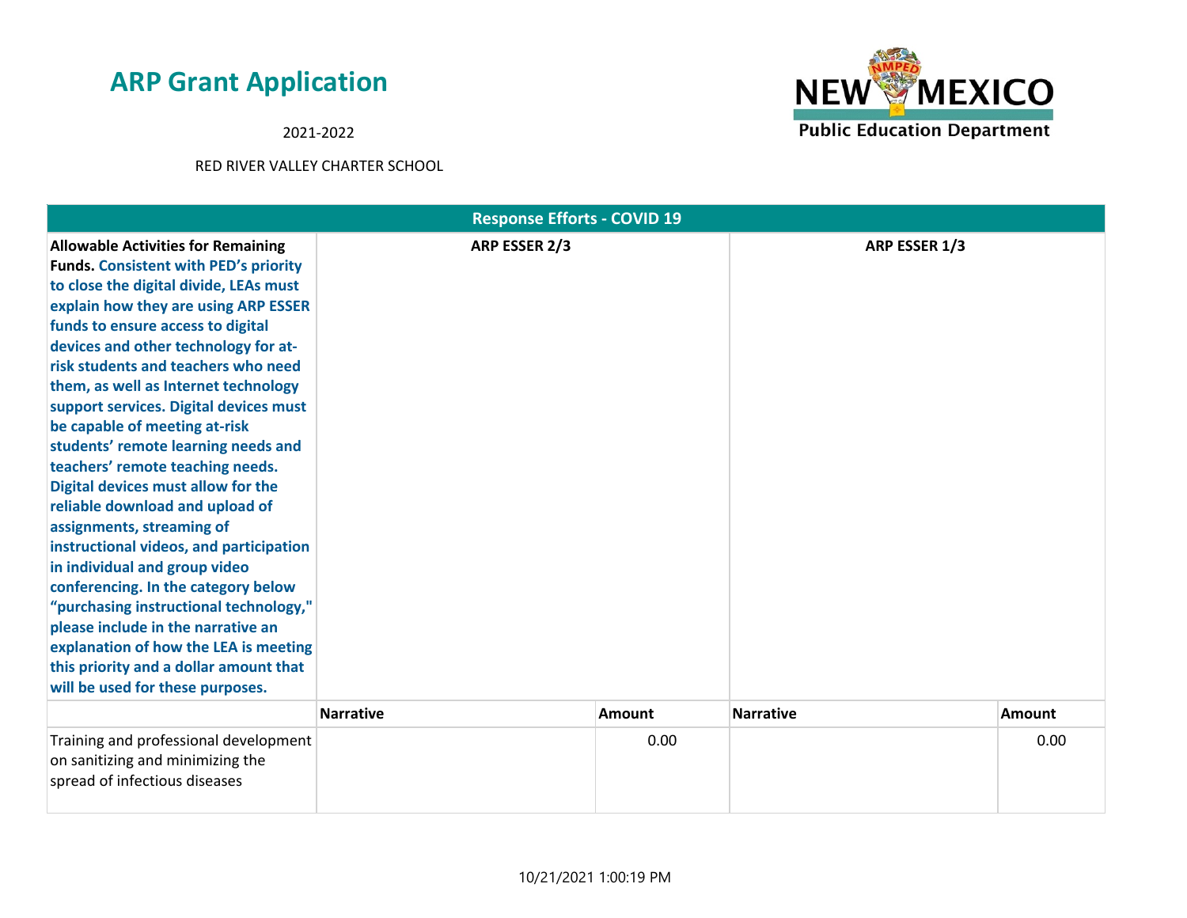# ARP Grant Application

2021-2022

RED RIVER VALLEY CHARTER SCHOOL

| Response Efforts - COVID 19 | | | | |
|---|---|---|---|---|
| **Allowable Activities for Remaining Funds. Consistent with PED's priority to close the digital divide, LEAs must explain how they are using ARP ESSER funds to ensure access to digital devices and other technology for at-risk students and teachers who need them, as well as Internet technology support services. Digital devices must be capable of meeting at-risk students' remote learning needs and teachers' remote teaching needs. Digital devices must allow for the reliable download and upload of assignments, streaming of instructional videos, and participation in individual and group video conferencing. In the category below "purchasing instructional technology," please include in the narrative an explanation of how the LEA is meeting this priority and a dollar amount that will be used for these purposes.** | **ARP ESSER 2/3** | | **ARP ESSER 1/3** | |
| | **Narrative** | **Amount** | **Narrative** | **Amount** |
| Training and professional development on sanitizing and minimizing the spread of infectious diseases | | 0.00 | | 0.00 |

10/21/2021 1:00:19 PM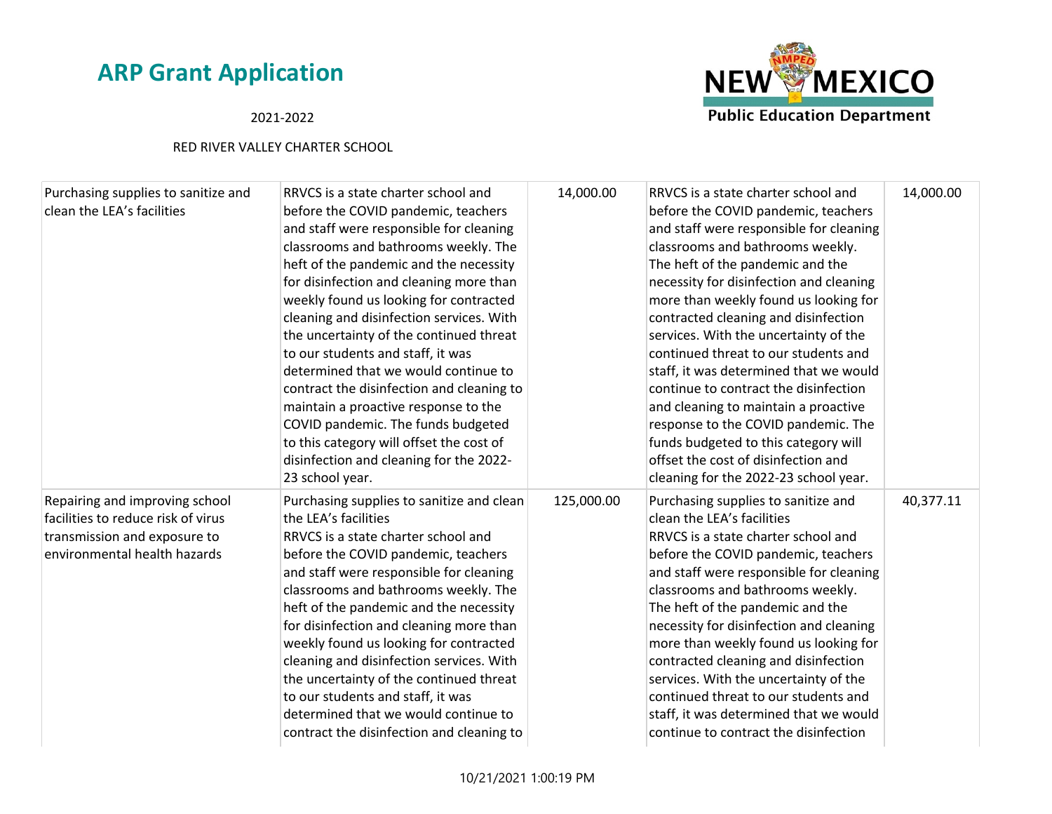# ARP Grant Application

2021-2022

RED RIVER VALLEY CHARTER SCHOOL

| | | | | |
|---|---|---|---|---|
| Purchasing supplies to sanitize and clean the LEA's facilities | RRVCS is a state charter school and before the COVID pandemic, teachers and staff were responsible for cleaning classrooms and bathrooms weekly. The heft of the pandemic and the necessity for disinfection and cleaning more than weekly found us looking for contracted cleaning and disinfection services. With the uncertainty of the continued threat to our students and staff, it was determined that we would continue to contract the disinfection and cleaning to maintain a proactive response to the COVID pandemic. The funds budgeted to this category will offset the cost of disinfection and cleaning for the 2022-23 school year. | 14,000.00 | RRVCS is a state charter school and before the COVID pandemic, teachers and staff were responsible for cleaning classrooms and bathrooms weekly. The heft of the pandemic and the necessity for disinfection and cleaning more than weekly found us looking for contracted cleaning and disinfection services. With the uncertainty of the continued threat to our students and staff, it was determined that we would continue to contract the disinfection and cleaning to maintain a proactive response to the COVID pandemic. The funds budgeted to this category will offset the cost of disinfection and cleaning for the 2022-23 school year. | 14,000.00 |
| Repairing and improving school facilities to reduce risk of virus transmission and exposure to environmental health hazards | Purchasing supplies to sanitize and clean the LEA's facilities<br>RRVCS is a state charter school and before the COVID pandemic, teachers and staff were responsible for cleaning classrooms and bathrooms weekly. The heft of the pandemic and the necessity for disinfection and cleaning more than weekly found us looking for contracted cleaning and disinfection services. With the uncertainty of the continued threat to our students and staff, it was determined that we would continue to contract the disinfection and cleaning to | 125,000.00 | Purchasing supplies to sanitize and clean the LEA's facilities<br>RRVCS is a state charter school and before the COVID pandemic, teachers and staff were responsible for cleaning classrooms and bathrooms weekly. The heft of the pandemic and the necessity for disinfection and cleaning more than weekly found us looking for contracted cleaning and disinfection services. With the uncertainty of the continued threat to our students and staff, it was determined that we would continue to contract the disinfection | 40,377.11 |

10/21/2021 1:00:19 PM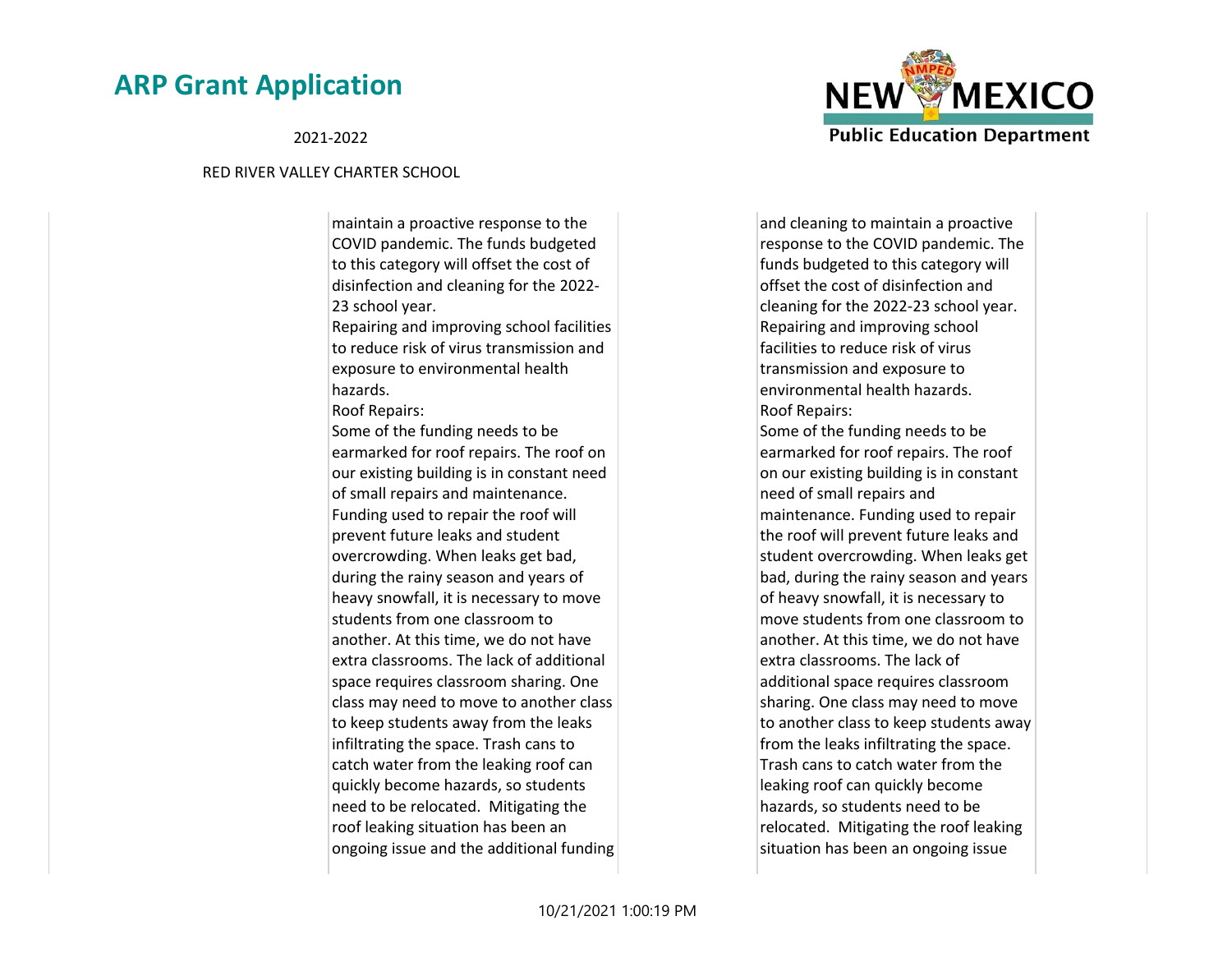| | | | |
|---|---|---|---|
| | maintain a proactive response to the COVID pandemic. The funds budgeted to this category will offset the cost of disinfection and cleaning for the 2022-23 school year.<br>Repairing and improving school facilities to reduce risk of virus transmission and exposure to environmental health hazards.<br>Roof Repairs:<br>Some of the funding needs to be earmarked for roof repairs. The roof on our existing building is in constant need of small repairs and maintenance. Funding used to repair the roof will prevent future leaks and student overcrowding. When leaks get bad, during the rainy season and years of heavy snowfall, it is necessary to move students from one classroom to another. At this time, we do not have extra classrooms. The lack of additional space requires classroom sharing. One class may need to move to another class to keep students away from the leaks infiltrating the space. Trash cans to catch water from the leaking roof can quickly become hazards, so students need to be relocated. Mitigating the roof leaking situation has been an ongoing issue and the additional funding | and cleaning to maintain a proactive response to the COVID pandemic. The funds budgeted to this category will offset the cost of disinfection and cleaning for the 2022-23 school year.<br>Repairing and improving school facilities to reduce risk of virus transmission and exposure to environmental health hazards.<br>Roof Repairs:<br>Some of the funding needs to be earmarked for roof repairs. The roof on our existing building is in constant need of small repairs and maintenance. Funding used to repair the roof will prevent future leaks and student overcrowding. When leaks get bad, during the rainy season and years of heavy snowfall, it is necessary to move students from one classroom to another. At this time, we do not have extra classrooms. The lack of additional space requires classroom sharing. One class may need to move to another class to keep students away from the leaks infiltrating the space. Trash cans to catch water from the leaking roof can quickly become hazards, so students need to be relocated. Mitigating the roof leaking situation has been an ongoing issue | |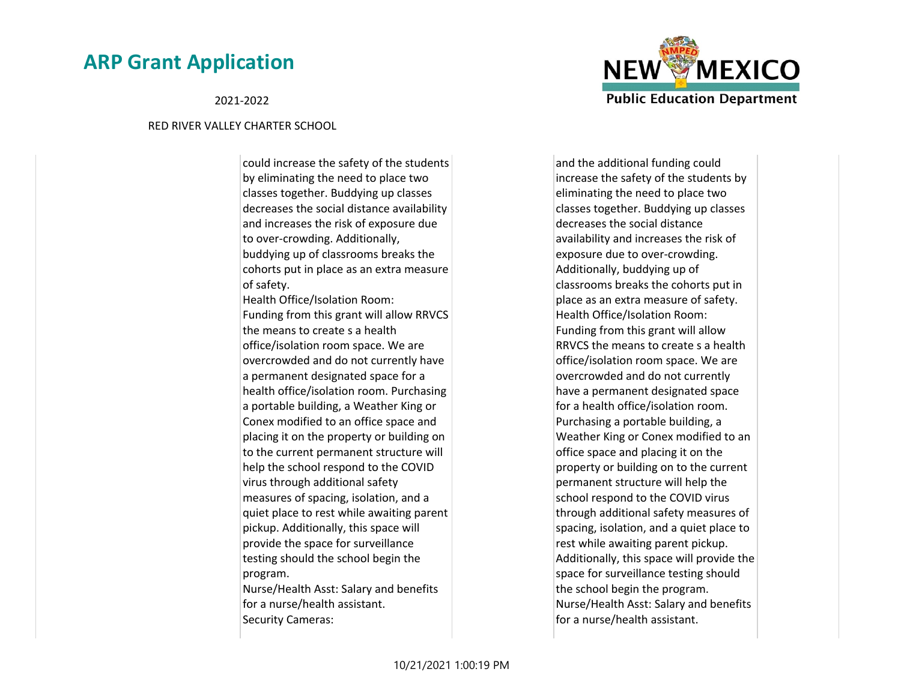| | | | |
|---|---|---|---|
| | could increase the safety of the students by eliminating the need to place two classes together. Buddying up classes decreases the social distance availability and increases the risk of exposure due to over-crowding. Additionally, buddying up of classrooms breaks the cohorts put in place as an extra measure of safety.<br>Health Office/Isolation Room: Funding from this grant will allow RRVCS the means to create s a health office/isolation room space. We are overcrowded and do not currently have a permanent designated space for a health office/isolation room. Purchasing a portable building, a Weather King or Conex modified to an office space and placing it on the property or building on to the current permanent structure will help the school respond to the COVID virus through additional safety measures of spacing, isolation, and a quiet place to rest while awaiting parent pickup. Additionally, this space will provide the space for surveillance testing should the school begin the program.<br>Nurse/Health Asst: Salary and benefits for a nurse/health assistant.<br>Security Cameras: | | and the additional funding could increase the safety of the students by eliminating the need to place two classes together. Buddying up classes decreases the social distance availability and increases the risk of exposure due to over-crowding. Additionally, buddying up of classrooms breaks the cohorts put in place as an extra measure of safety.<br>Health Office/Isolation Room: Funding from this grant will allow RRVCS the means to create s a health office/isolation room space. We are overcrowded and do not currently have a permanent designated space for a health office/isolation room. Purchasing a portable building, a Weather King or Conex modified to an office space and placing it on the property or building on to the current permanent structure will help the school respond to the COVID virus through additional safety measures of spacing, isolation, and a quiet place to rest while awaiting parent pickup. Additionally, this space will provide the space for surveillance testing should the school begin the program.<br>Nurse/Health Asst: Salary and benefits for a nurse/health assistant. |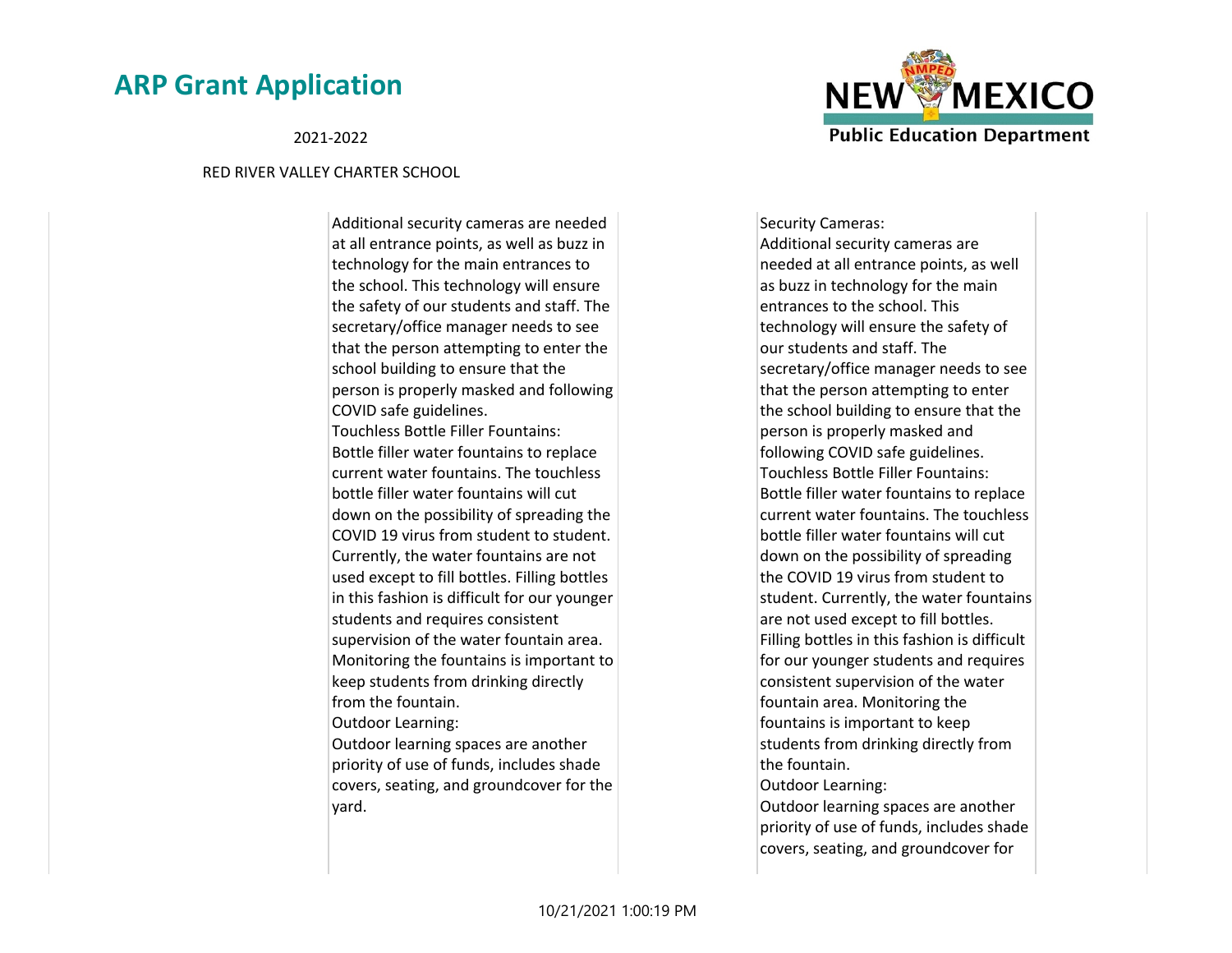| | | |
|---|---|---|
| Additional security cameras are needed at all entrance points, as well as buzz in technology for the main entrances to the school. This technology will ensure the safety of our students and staff. The secretary/office manager needs to see that the person attempting to enter the school building to ensure that the person is properly masked and following COVID safe guidelines.<br>Touchless Bottle Filler Fountains:<br>Bottle filler water fountains to replace current water fountains. The touchless bottle filler water fountains will cut down on the possibility of spreading the COVID 19 virus from student to student. Currently, the water fountains are not used except to fill bottles. Filling bottles in this fashion is difficult for our younger students and requires consistent supervision of the water fountain area. Monitoring the fountains is important to keep students from drinking directly from the fountain.<br>Outdoor Learning:<br>Outdoor learning spaces are another priority of use of funds, includes shade covers, seating, and groundcover for the yard. | | Security Cameras:<br>Additional security cameras are needed at all entrance points, as well as buzz in technology for the main entrances to the school. This technology will ensure the safety of our students and staff. The secretary/office manager needs to see that the person attempting to enter the school building to ensure that the person is properly masked and following COVID safe guidelines.<br>Touchless Bottle Filler Fountains:<br>Bottle filler water fountains to replace current water fountains. The touchless bottle filler water fountains will cut down on the possibility of spreading the COVID 19 virus from student to student. Currently, the water fountains are not used except to fill bottles. Filling bottles in this fashion is difficult for our younger students and requires consistent supervision of the water fountain area. Monitoring the fountains is important to keep students from drinking directly from the fountain.<br>Outdoor Learning:<br>Outdoor learning spaces are another priority of use of funds, includes shade covers, seating, and groundcover for |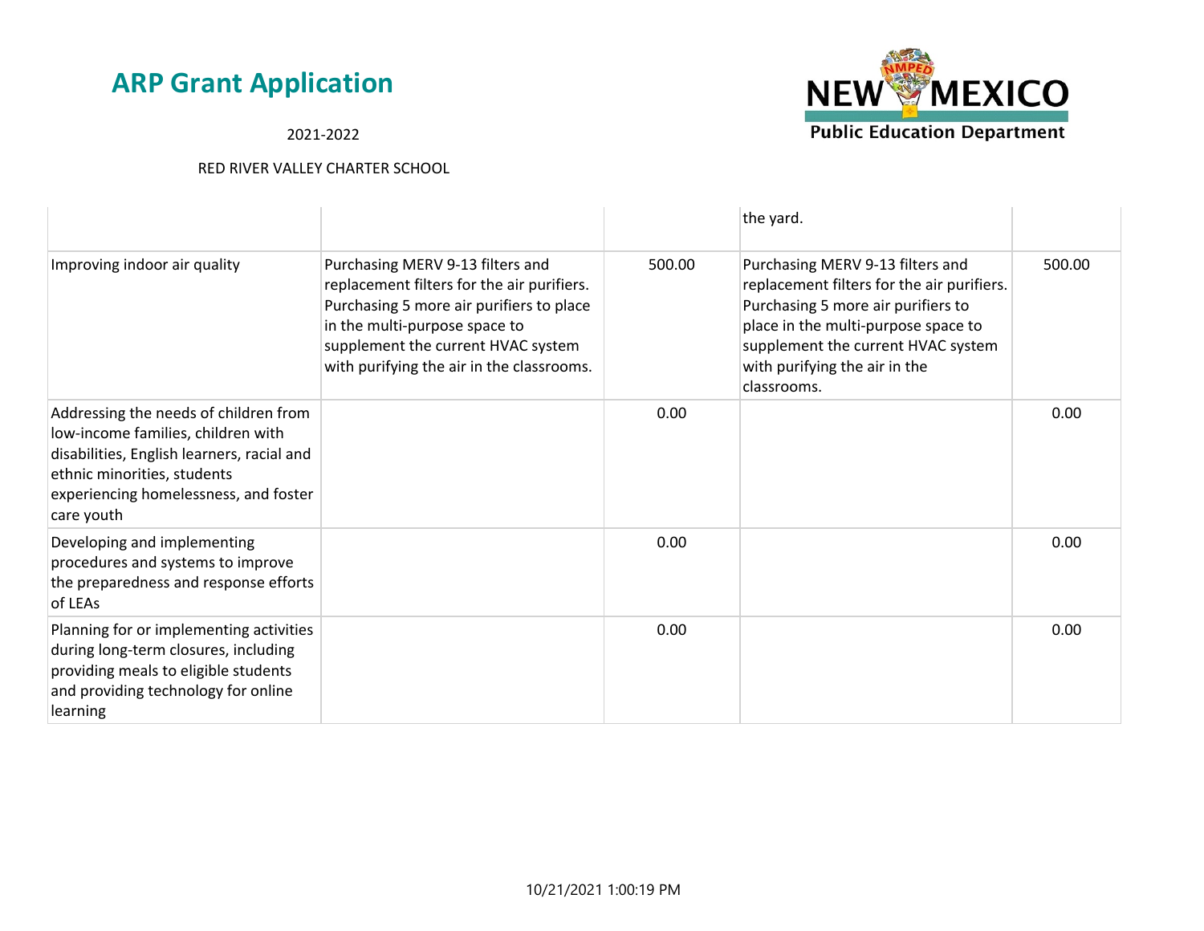| | | | | |
|---|---|---|---|---|
| | | | the yard. | |
| Improving indoor air quality | Purchasing MERV 9-13 filters and replacement filters for the air purifiers. Purchasing 5 more air purifiers to place in the multi-purpose space to supplement the current HVAC system with purifying the air in the classrooms. | 500.00 | Purchasing MERV 9-13 filters and replacement filters for the air purifiers. Purchasing 5 more air purifiers to place in the multi-purpose space to supplement the current HVAC system with purifying the air in the classrooms. | 500.00 |
| Addressing the needs of children from low-income families, children with disabilities, English learners, racial and ethnic minorities, students experiencing homelessness, and foster care youth | | 0.00 | | 0.00 |
| Developing and implementing procedures and systems to improve the preparedness and response efforts of LEAs | | 0.00 | | 0.00 |
| Planning for or implementing activities during long-term closures, including providing meals to eligible students and providing technology for online learning | | 0.00 | | 0.00 |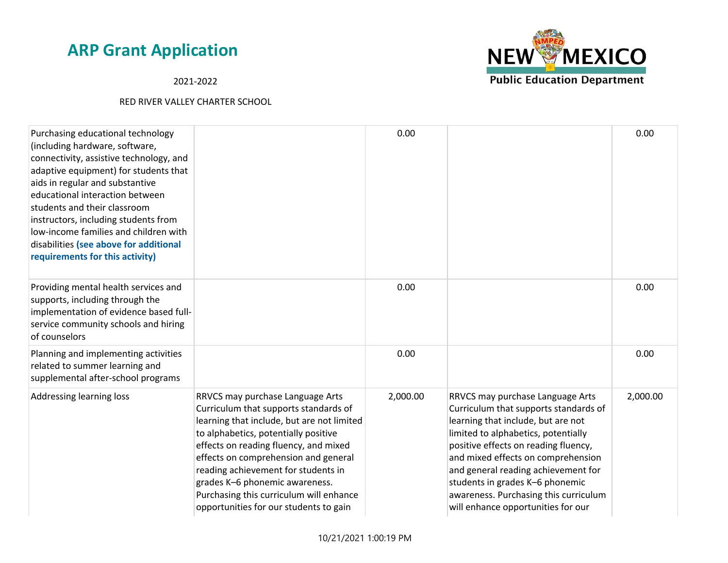| | | | | |
|---|---|---|---|---|
| Purchasing educational technology (including hardware, software, connectivity, assistive technology, and adaptive equipment) for students that aids in regular and substantive educational interaction between students and their classroom instructors, including students from low-income families and children with disabilities **(see above for additional requirements for this activity)** | | 0.00 | | 0.00 |
| Providing mental health services and supports, including through the implementation of evidence based full-service community schools and hiring of counselors | | 0.00 | | 0.00 |
| Planning and implementing activities related to summer learning and supplemental after-school programs | | 0.00 | | 0.00 |
| Addressing learning loss | RRVCS may purchase Language Arts Curriculum that supports standards of learning that include, but are not limited to alphabetics, potentially positive effects on reading fluency, and mixed effects on comprehension and general reading achievement for students in grades K–6 phonemic awareness. Purchasing this curriculum will enhance opportunities for our students to gain | 2,000.00 | RRVCS may purchase Language Arts Curriculum that supports standards of learning that include, but are not limited to alphabetics, potentially positive effects on reading fluency, and mixed effects on comprehension and general reading achievement for students in grades K–6 phonemic awareness. Purchasing this curriculum will enhance opportunities for our | 2,000.00 |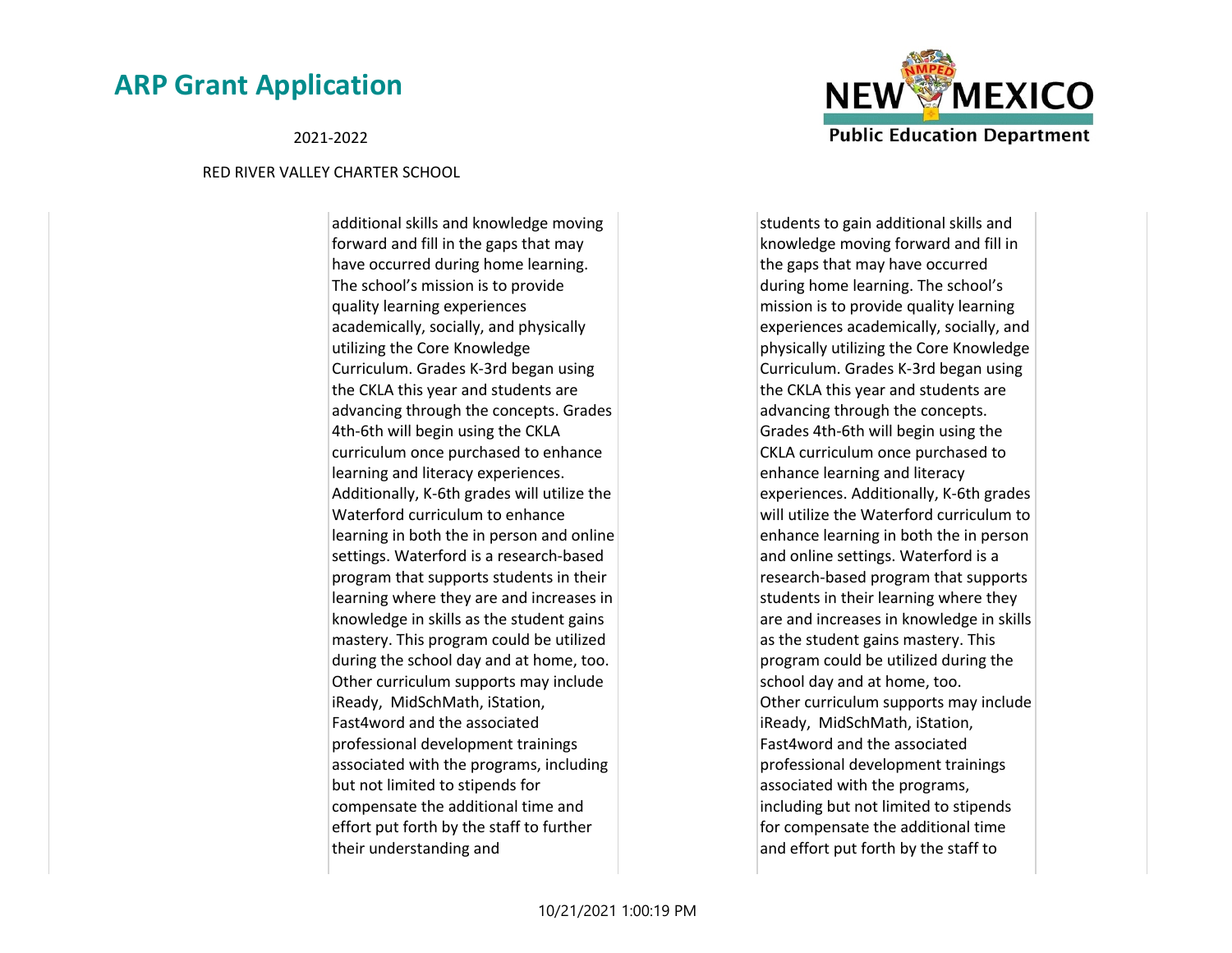| | | |
|---|---|---|
| | additional skills and knowledge moving forward and fill in the gaps that may have occurred during home learning. The school's mission is to provide quality learning experiences academically, socially, and physically utilizing the Core Knowledge Curriculum. Grades K-3rd began using the CKLA this year and students are advancing through the concepts. Grades 4th-6th will begin using the CKLA curriculum once purchased to enhance learning and literacy experiences. Additionally, K-6th grades will utilize the Waterford curriculum to enhance learning in both the in person and online settings. Waterford is a research-based program that supports students in their learning where they are and increases in knowledge in skills as the student gains mastery. This program could be utilized during the school day and at home, too. Other curriculum supports may include iReady, MidSchMath, iStation, Fast4word and the associated professional development trainings associated with the programs, including but not limited to stipends for compensate the additional time and effort put forth by the staff to further their understanding and | students to gain additional skills and knowledge moving forward and fill in the gaps that may have occurred during home learning. The school's mission is to provide quality learning experiences academically, socially, and physically utilizing the Core Knowledge Curriculum. Grades K-3rd began using the CKLA this year and students are advancing through the concepts. Grades 4th-6th will begin using the CKLA curriculum once purchased to enhance learning and literacy experiences. Additionally, K-6th grades will utilize the Waterford curriculum to enhance learning in both the in person and online settings. Waterford is a research-based program that supports students in their learning where they are and increases in knowledge in skills as the student gains mastery. This program could be utilized during the school day and at home, too. Other curriculum supports may include iReady, MidSchMath, iStation, Fast4word and the associated professional development trainings associated with the programs, including but not limited to stipends for compensate the additional time and effort put forth by the staff to |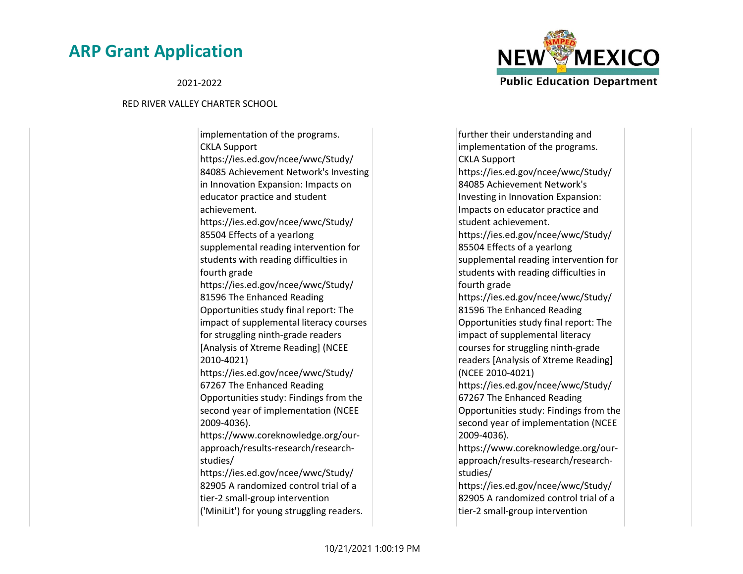| | | | |
|---|---|---|---|
| | implementation of the programs.<br>CKLA Support<br>https://ies.ed.gov/ncee/wwc/Study/84085 Achievement Network's Investing in Innovation Expansion: Impacts on educator practice and student achievement.<br>https://ies.ed.gov/ncee/wwc/Study/85504 Effects of a yearlong supplemental reading intervention for students with reading difficulties in fourth grade<br>https://ies.ed.gov/ncee/wwc/Study/81596 The Enhanced Reading Opportunities study final report: The impact of supplemental literacy courses for struggling ninth-grade readers [Analysis of Xtreme Reading] (NCEE 2010-4021)<br>https://ies.ed.gov/ncee/wwc/Study/67267 The Enhanced Reading Opportunities study: Findings from the second year of implementation (NCEE 2009-4036).<br>https://www.coreknowledge.org/our-approach/results-research/research-studies/<br>https://ies.ed.gov/ncee/wwc/Study/82905 A randomized control trial of a tier-2 small-group intervention ('MiniLit') for young struggling readers. | further their understanding and implementation of the programs.<br>CKLA Support<br>https://ies.ed.gov/ncee/wwc/Study/84085 Achievement Network's Investing in Innovation Expansion: Impacts on educator practice and student achievement.<br>https://ies.ed.gov/ncee/wwc/Study/85504 Effects of a yearlong supplemental reading intervention for students with reading difficulties in fourth grade<br>https://ies.ed.gov/ncee/wwc/Study/81596 The Enhanced Reading Opportunities study final report: The impact of supplemental literacy courses for struggling ninth-grade readers [Analysis of Xtreme Reading] (NCEE 2010-4021)<br>https://ies.ed.gov/ncee/wwc/Study/67267 The Enhanced Reading Opportunities study: Findings from the second year of implementation (NCEE 2009-4036).<br>https://www.coreknowledge.org/our-approach/results-research/research-studies/<br>https://ies.ed.gov/ncee/wwc/Study/82905 A randomized control trial of a tier-2 small-group intervention | |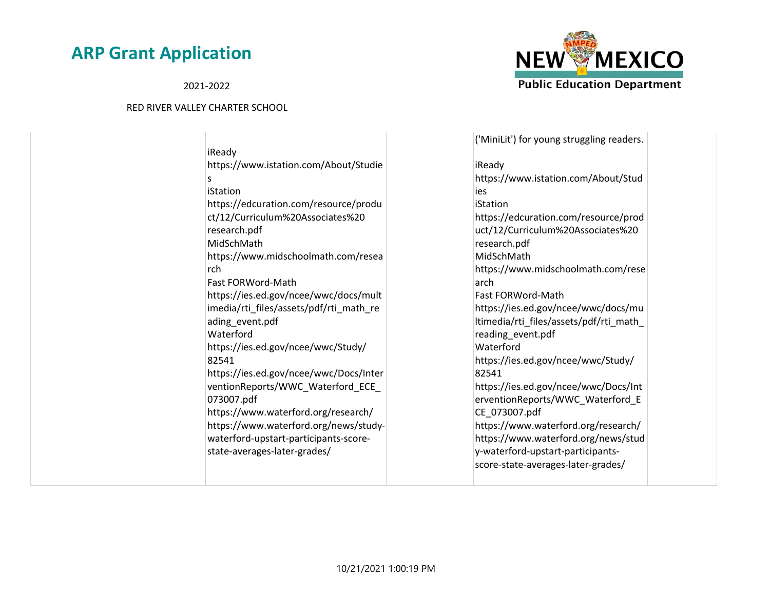| | | | | |
|---|---|---|---|---|
| | iReady<br>https://www.istation.com/About/Studies<br>iStation<br>https://edcuration.com/resource/product/12/Curriculum%20Associates%20research.pdf<br>MidSchMath<br>https://www.midschoolmath.com/research<br>Fast FORWord-Math<br>https://ies.ed.gov/ncee/wwc/docs/multimedia/rti_files/assets/pdf/rti_math_reading_event.pdf<br>Waterford<br>https://ies.ed.gov/ncee/wwc/Study/82541<br>https://ies.ed.gov/ncee/wwc/Docs/InterventionReports/WWC_Waterford_ECE_073007.pdf<br>https://www.waterford.org/research/<br>https://www.waterford.org/news/study-waterford-upstart-participants-score-state-averages-later-grades/ | | ('MiniLit') for young struggling readers.<br><br>iReady<br>https://www.istation.com/About/Studies<br>iStation<br>https://edcuration.com/resource/product/12/Curriculum%20Associates%20research.pdf<br>MidSchMath<br>https://www.midschoolmath.com/research<br>Fast FORWord-Math<br>https://ies.ed.gov/ncee/wwc/docs/multimedia/rti_files/assets/pdf/rti_math_reading_event.pdf<br>Waterford<br>https://ies.ed.gov/ncee/wwc/Study/82541<br>https://ies.ed.gov/ncee/wwc/Docs/InterventionReports/WWC_Waterford_ECE_073007.pdf<br>https://www.waterford.org/research/<br>https://www.waterford.org/news/study-waterford-upstart-participants-score-state-averages-later-grades/ | |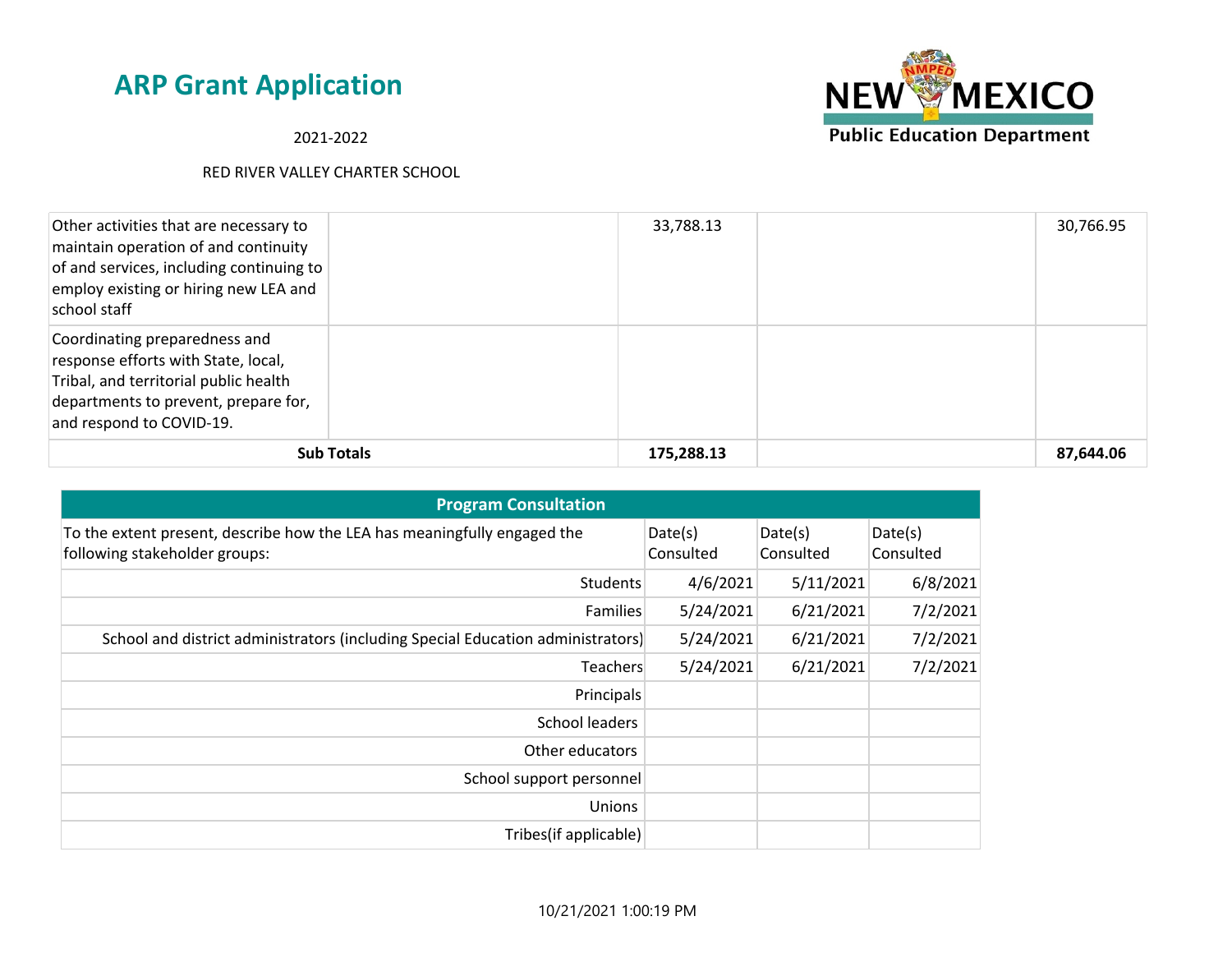# ARP Grant Application

2021-2022

RED RIVER VALLEY CHARTER SCHOOL

| | | | | |
|---|---|---|---|---|
| Other activities that are necessary to maintain operation of and continuity of and services, including continuing to employ existing or hiring new LEA and school staff | | 33,788.13 | | 30,766.95 |
| Coordinating preparedness and response efforts with State, local, Tribal, and territorial public health departments to prevent, prepare for, and respond to COVID-19. | | | | |
| **Sub Totals** | | **175,288.13** | | **87,644.06** |

| Program Consultation | | | |
|---|---|---|---|
| To the extent present, describe how the LEA has meaningfully engaged the following stakeholder groups: | Date(s) Consulted | Date(s) Consulted | Date(s) Consulted |
| Students | 4/6/2021 | 5/11/2021 | 6/8/2021 |
| Families | 5/24/2021 | 6/21/2021 | 7/2/2021 |
| School and district administrators (including Special Education administrators) | 5/24/2021 | 6/21/2021 | 7/2/2021 |
| Teachers | 5/24/2021 | 6/21/2021 | 7/2/2021 |
| Principals | | | |
| School leaders | | | |
| Other educators | | | |
| School support personnel | | | |
| Unions | | | |
| Tribes(if applicable) | | | |

10/21/2021 1:00:19 PM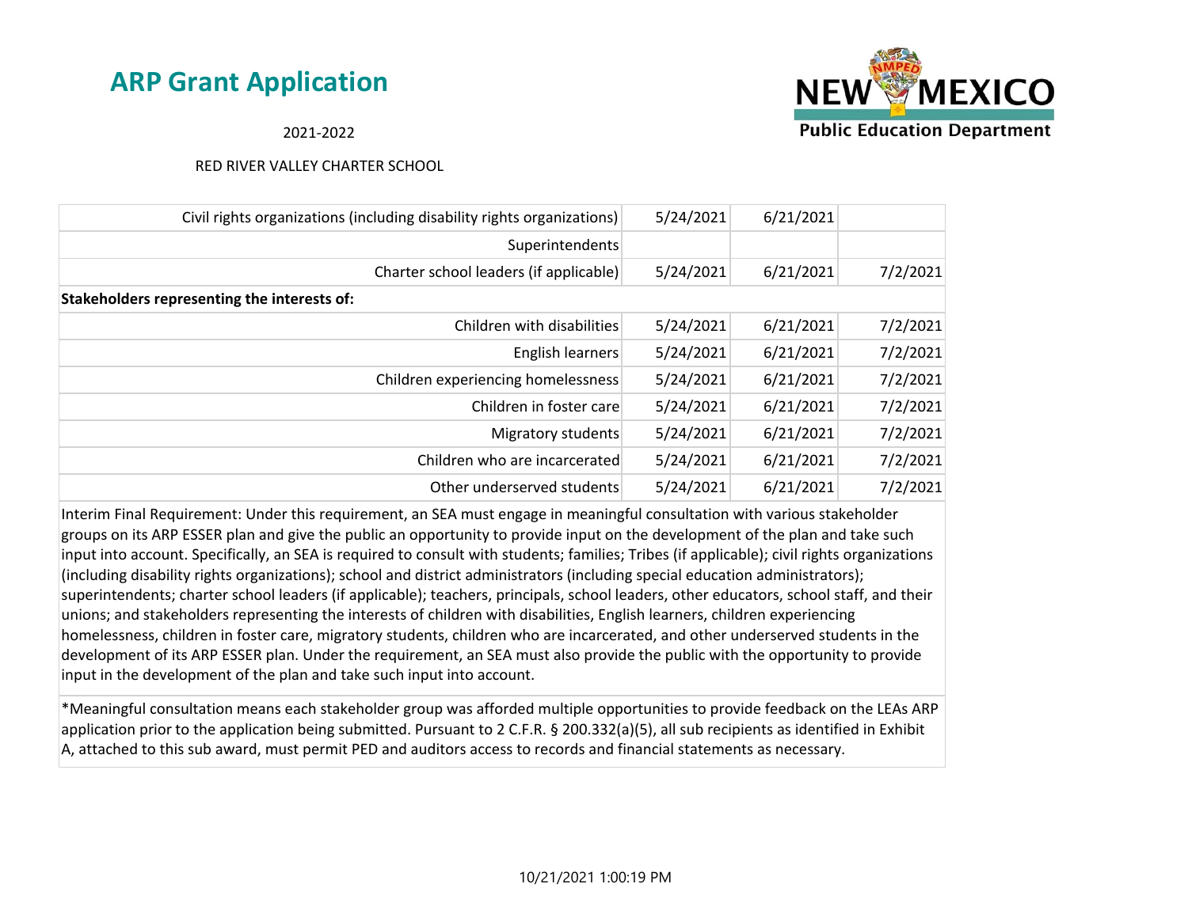## ARP Grant Application

2021-2022

RED RIVER VALLEY CHARTER SCHOOL

| | | | |
|---|---|---|---|
| Civil rights organizations (including disability rights organizations) | 5/24/2021 | 6/21/2021 | |
| Superintendents | | | |
| Charter school leaders (if applicable) | 5/24/2021 | 6/21/2021 | 7/2/2021 |
| **Stakeholders representing the interests of:** | | | |
| Children with disabilities | 5/24/2021 | 6/21/2021 | 7/2/2021 |
| English learners | 5/24/2021 | 6/21/2021 | 7/2/2021 |
| Children experiencing homelessness | 5/24/2021 | 6/21/2021 | 7/2/2021 |
| Children in foster care | 5/24/2021 | 6/21/2021 | 7/2/2021 |
| Migratory students | 5/24/2021 | 6/21/2021 | 7/2/2021 |
| Children who are incarcerated | 5/24/2021 | 6/21/2021 | 7/2/2021 |
| Other underserved students | 5/24/2021 | 6/21/2021 | 7/2/2021 |

Interim Final Requirement: Under this requirement, an SEA must engage in meaningful consultation with various stakeholder groups on its ARP ESSER plan and give the public an opportunity to provide input on the development of the plan and take such input into account. Specifically, an SEA is required to consult with students; families; Tribes (if applicable); civil rights organizations (including disability rights organizations); school and district administrators (including special education administrators); superintendents; charter school leaders (if applicable); teachers, principals, school leaders, other educators, school staff, and their unions; and stakeholders representing the interests of children with disabilities, English learners, children experiencing homelessness, children in foster care, migratory students, children who are incarcerated, and other underserved students in the development of its ARP ESSER plan. Under the requirement, an SEA must also provide the public with the opportunity to provide input in the development of the plan and take such input into account.

*Meaningful consultation means each stakeholder group was afforded multiple opportunities to provide feedback on the LEAs ARP application prior to the application being submitted. Pursuant to 2 C.F.R. § 200.332(a)(5), all sub recipients as identified in Exhibit A, attached to this sub award, must permit PED and auditors access to records and financial statements as necessary.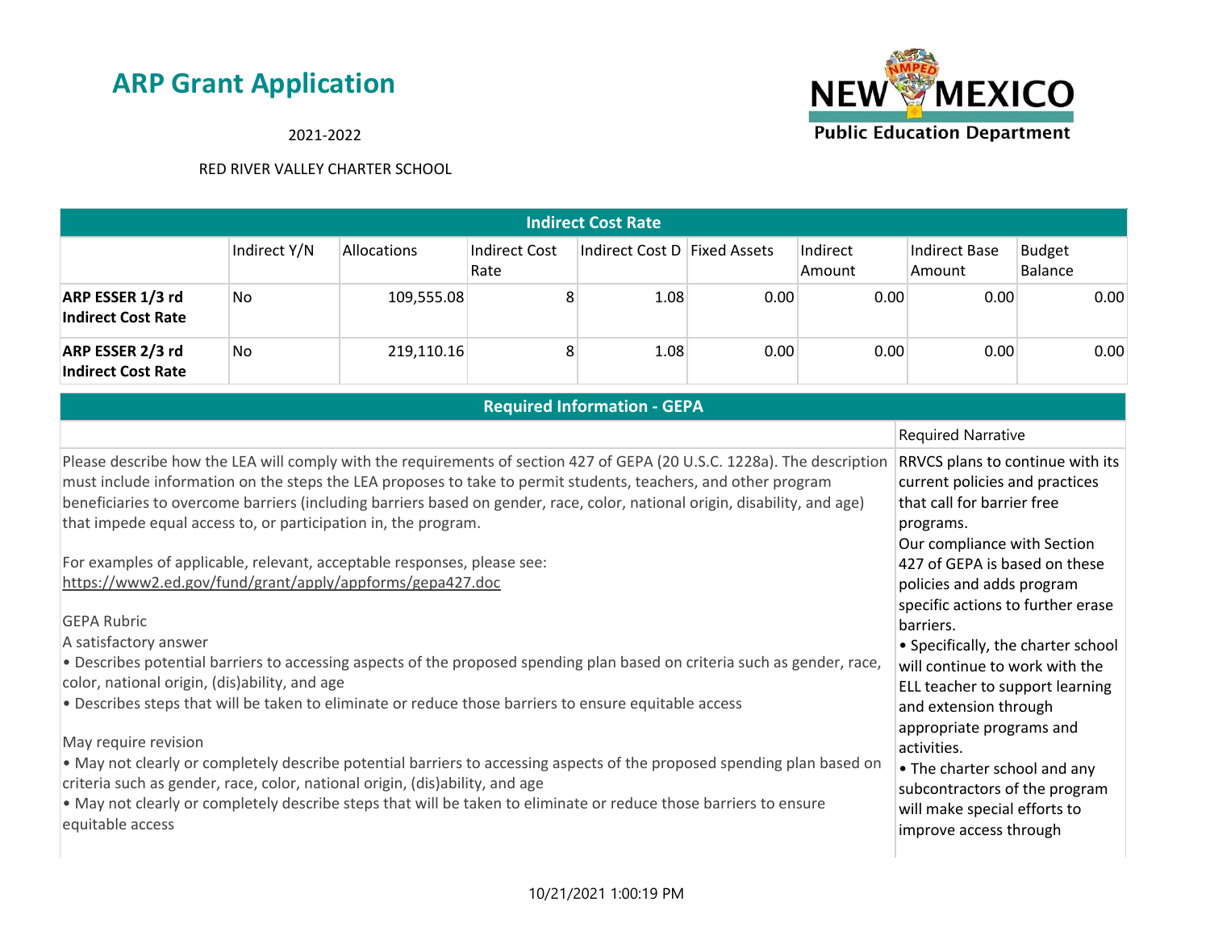# ARP Grant Application

2021-2022

RED RIVER VALLEY CHARTER SCHOOL

| Indirect Cost Rate | | | | | | | | |
|---|---|---|---|---|---|---|---|---|
| | Indirect Y/N | Allocations | Indirect Cost Rate | Indirect Cost D | Fixed Assets | Indirect Amount | Indirect Base Amount | Budget Balance |
| **ARP ESSER 1/3 rd Indirect Cost Rate** | No | 109,555.08 | 8 | 1.08 | 0.00 | 0.00 | 0.00 | 0.00 |
| **ARP ESSER 2/3 rd Indirect Cost Rate** | No | 219,110.16 | 8 | 1.08 | 0.00 | 0.00 | 0.00 | 0.00 |

| Required Information - GEPA | |
|---|---|
| | Required Narrative |
| Please describe how the LEA will comply with the requirements of section 427 of GEPA (20 U.S.C. 1228a). The description must include information on the steps the LEA proposes to take to permit students, teachers, and other program beneficiaries to overcome barriers (including barriers based on gender, race, color, national origin, disability, and age) that impede equal access to, or participation in, the program.<br><br>For examples of applicable, relevant, acceptable responses, please see: https://www2.ed.gov/fund/grant/apply/appforms/gepa427.doc<br><br>GEPA Rubric<br>A satisfactory answer<br>• Describes potential barriers to accessing aspects of the proposed spending plan based on criteria such as gender, race, color, national origin, (dis)ability, and age<br>• Describes steps that will be taken to eliminate or reduce those barriers to ensure equitable access<br><br>May require revision<br>• May not clearly or completely describe potential barriers to accessing aspects of the proposed spending plan based on criteria such as gender, race, color, national origin, (dis)ability, and age<br>• May not clearly or completely describe steps that will be taken to eliminate or reduce those barriers to ensure equitable access | RRVCS plans to continue with its current policies and practices that call for barrier free programs.<br>Our compliance with Section 427 of GEPA is based on these policies and adds program specific actions to further erase barriers.<br>• Specifically, the charter school will continue to work with the ELL teacher to support learning and extension through appropriate programs and activities.<br>• The charter school and any subcontractors of the program will make special efforts to improve access through |

10/21/2021 1:00:19 PM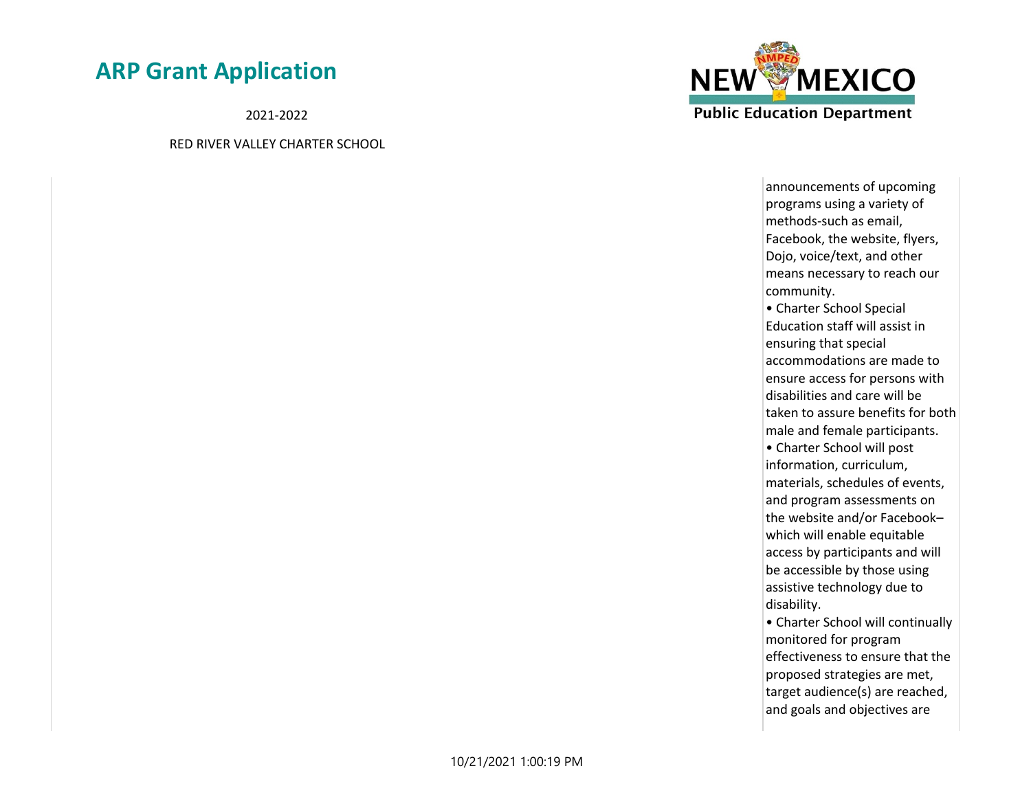announcements of upcoming programs using a variety of methods-such as email, Facebook, the website, flyers, Dojo, voice/text, and other means necessary to reach our community.

- Charter School Special Education staff will assist in ensuring that special accommodations are made to ensure access for persons with disabilities and care will be taken to assure benefits for both male and female participants.
- Charter School will post information, curriculum, materials, schedules of events, and program assessments on the website and/or Facebook– which will enable equitable access by participants and will be accessible by those using assistive technology due to disability.
- Charter School will continually monitored for program effectiveness to ensure that the proposed strategies are met, target audience(s) are reached, and goals and objectives are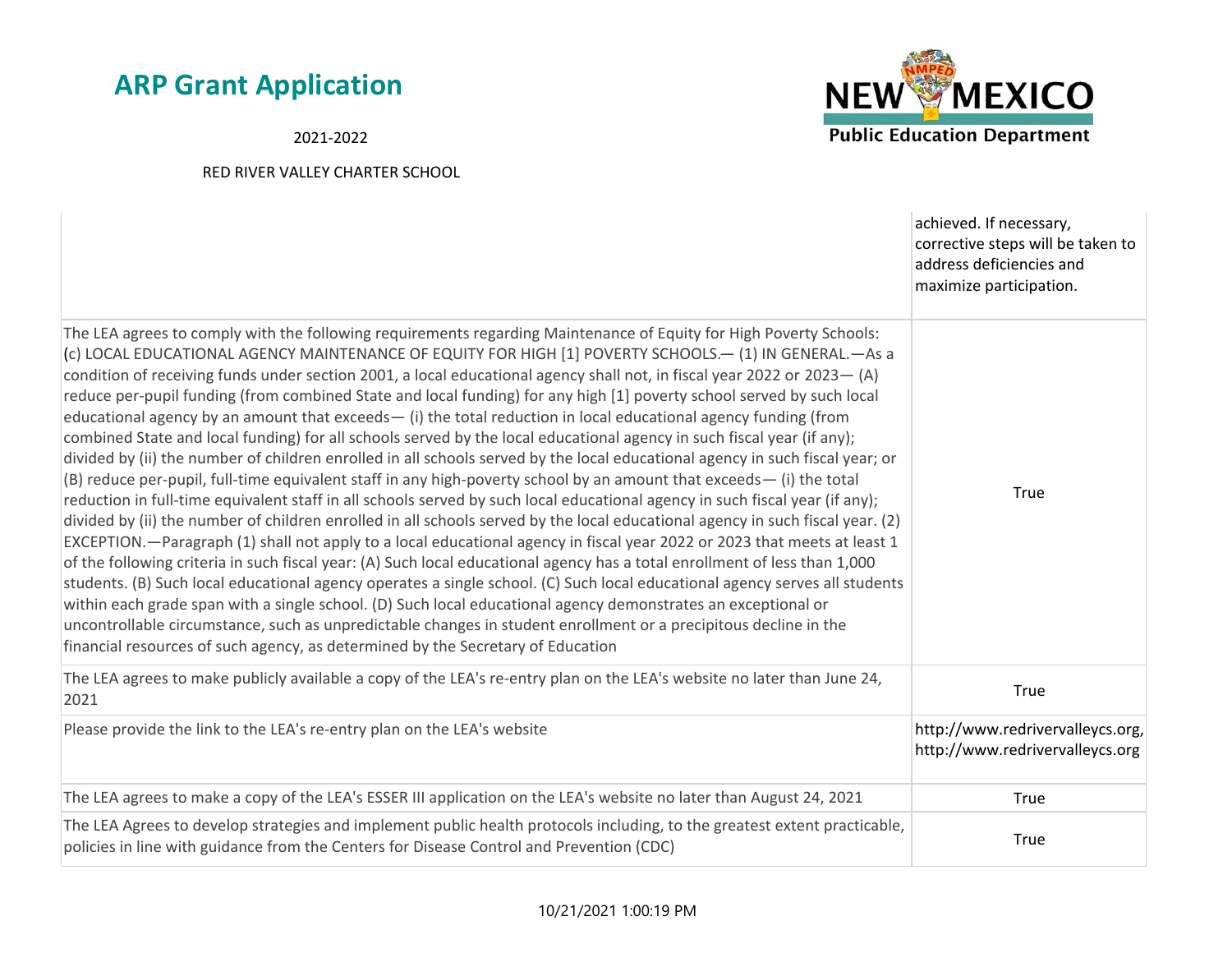| | |
|---|---|
| | achieved. If necessary, corrective steps will be taken to address deficiencies and maximize participation. |
| The LEA agrees to comply with the following requirements regarding Maintenance of Equity for High Poverty Schools: (c) LOCAL EDUCATIONAL AGENCY MAINTENANCE OF EQUITY FOR HIGH [1] POVERTY SCHOOLS.— (1) IN GENERAL.—As a condition of receiving funds under section 2001, a local educational agency shall not, in fiscal year 2022 or 2023— (A) reduce per-pupil funding (from combined State and local funding) for any high [1] poverty school served by such local educational agency by an amount that exceeds— (i) the total reduction in local educational agency funding (from combined State and local funding) for all schools served by the local educational agency in such fiscal year (if any); divided by (ii) the number of children enrolled in all schools served by the local educational agency in such fiscal year; or (B) reduce per-pupil, full-time equivalent staff in any high-poverty school by an amount that exceeds— (i) the total reduction in full-time equivalent staff in all schools served by such local educational agency in such fiscal year (if any); divided by (ii) the number of children enrolled in all schools served by the local educational agency in such fiscal year. (2) EXCEPTION.—Paragraph (1) shall not apply to a local educational agency in fiscal year 2022 or 2023 that meets at least 1 of the following criteria in such fiscal year: (A) Such local educational agency has a total enrollment of less than 1,000 students. (B) Such local educational agency operates a single school. (C) Such local educational agency serves all students within each grade span with a single school. (D) Such local educational agency demonstrates an exceptional or uncontrollable circumstance, such as unpredictable changes in student enrollment or a precipitous decline in the financial resources of such agency, as determined by the Secretary of Education | True |
| The LEA agrees to make publicly available a copy of the LEA's re-entry plan on the LEA's website no later than June 24, 2021 | True |
| Please provide the link to the LEA's re-entry plan on the LEA's website | http://www.redrivervalleycs.org, http://www.redrivervalleycs.org |
| The LEA agrees to make a copy of the LEA's ESSER III application on the LEA's website no later than August 24, 2021 | True |
| The LEA Agrees to develop strategies and implement public health protocols including, to the greatest extent practicable, policies in line with guidance from the Centers for Disease Control and Prevention (CDC) | True |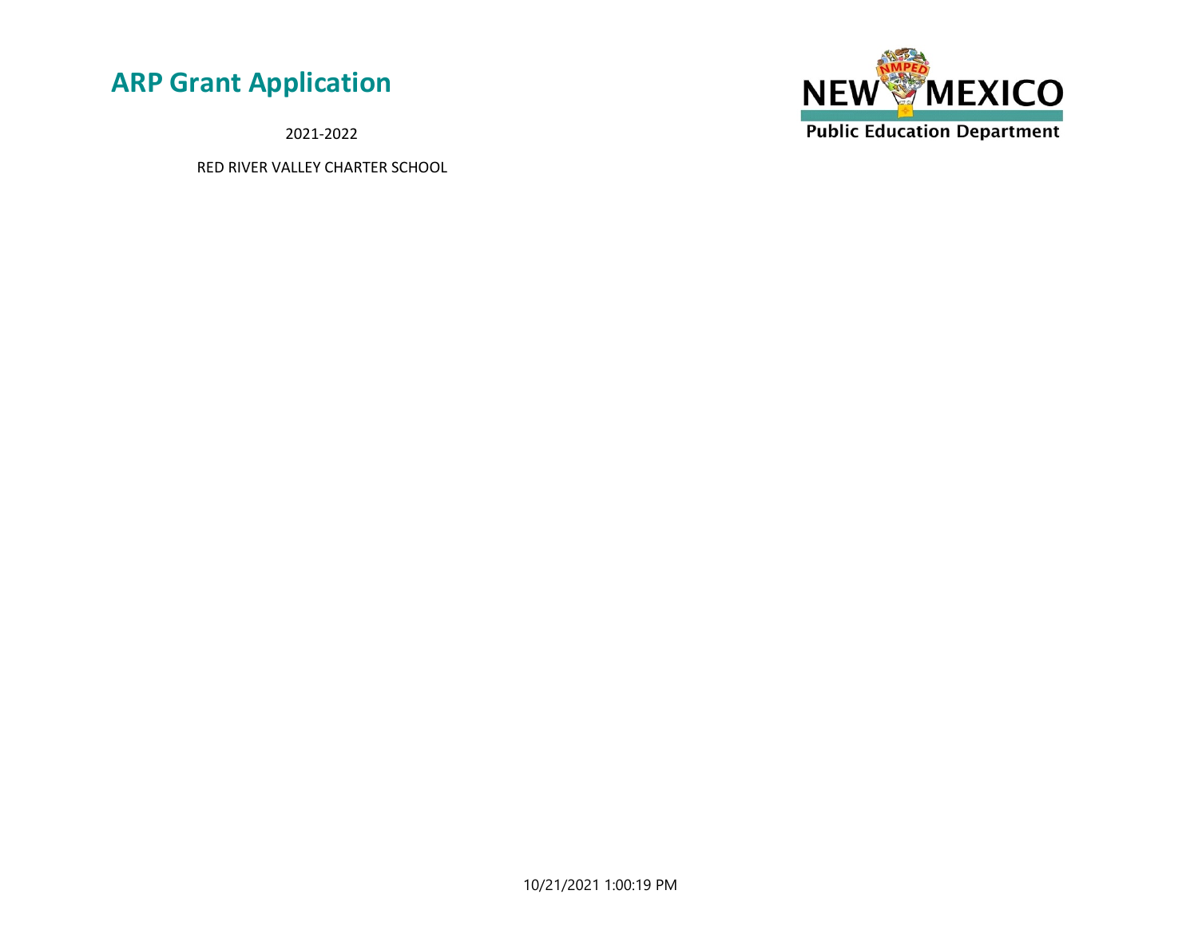# ARP Grant Application

2021-2022

RED RIVER VALLEY CHARTER SCHOOL

NEW MEXICO
Public Education Department

10/21/2021 1:00:19 PM